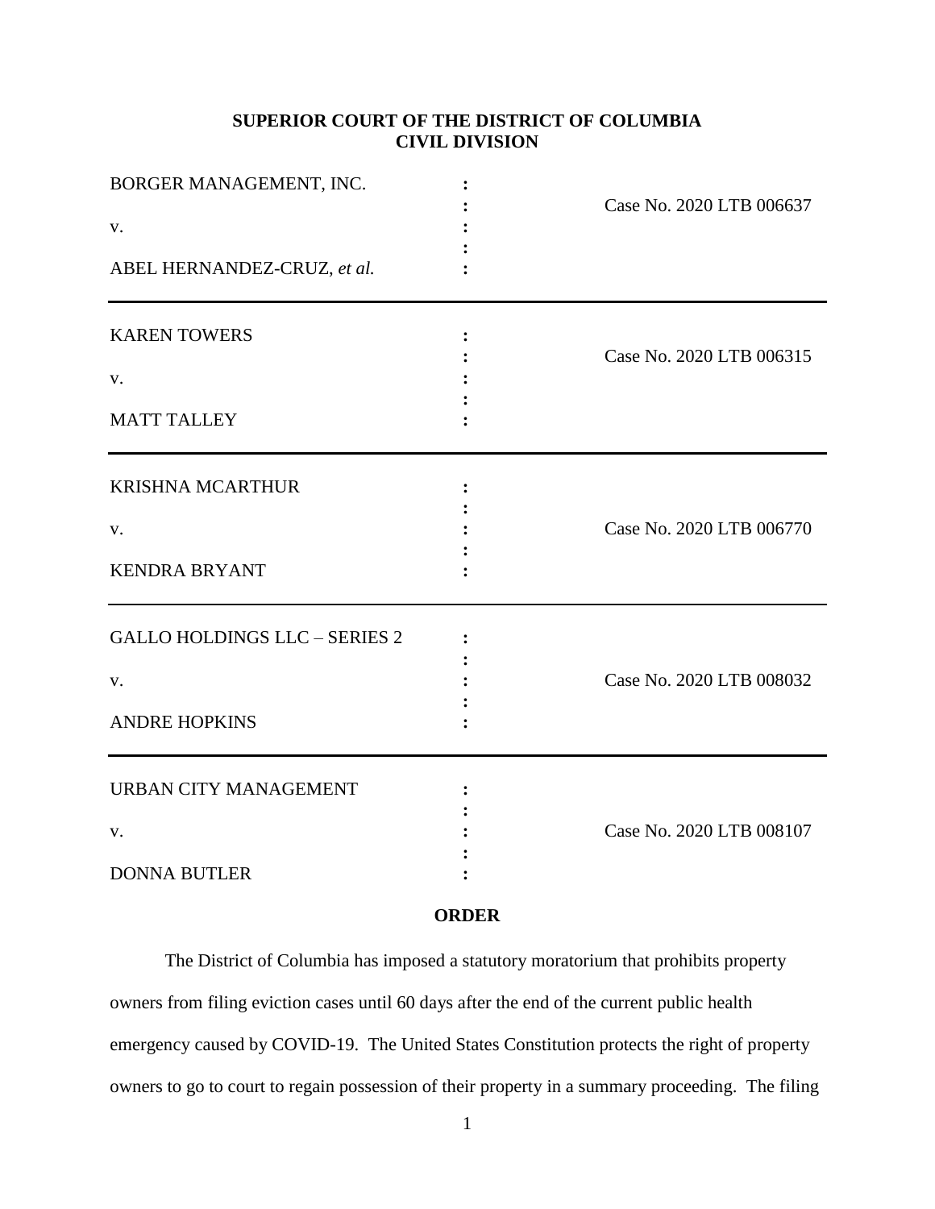**SUPERIOR COURT OF THE DISTRICT OF COLUMBIA**
**CIVIL DIVISION**

| | | |
|---|---|---|
| BORGER MANAGEMENT, INC. v. ABEL HERNANDEZ-CRUZ, *et al.* | : | Case No. 2020 LTB 006637 |
| KAREN TOWERS v. MATT TALLEY | : | Case No. 2020 LTB 006315 |
| KRISHNA MCARTHUR v. KENDRA BRYANT | : | Case No. 2020 LTB 006770 |
| GALLO HOLDINGS LLC – SERIES 2 v. ANDRE HOPKINS | : | Case No. 2020 LTB 008032 |
| URBAN CITY MANAGEMENT v. DONNA BUTLER | : | Case No. 2020 LTB 008107 |

**ORDER**

The District of Columbia has imposed a statutory moratorium that prohibits property owners from filing eviction cases until 60 days after the end of the current public health emergency caused by COVID-19. The United States Constitution protects the right of property owners to go to court to regain possession of their property in a summary proceeding. The filing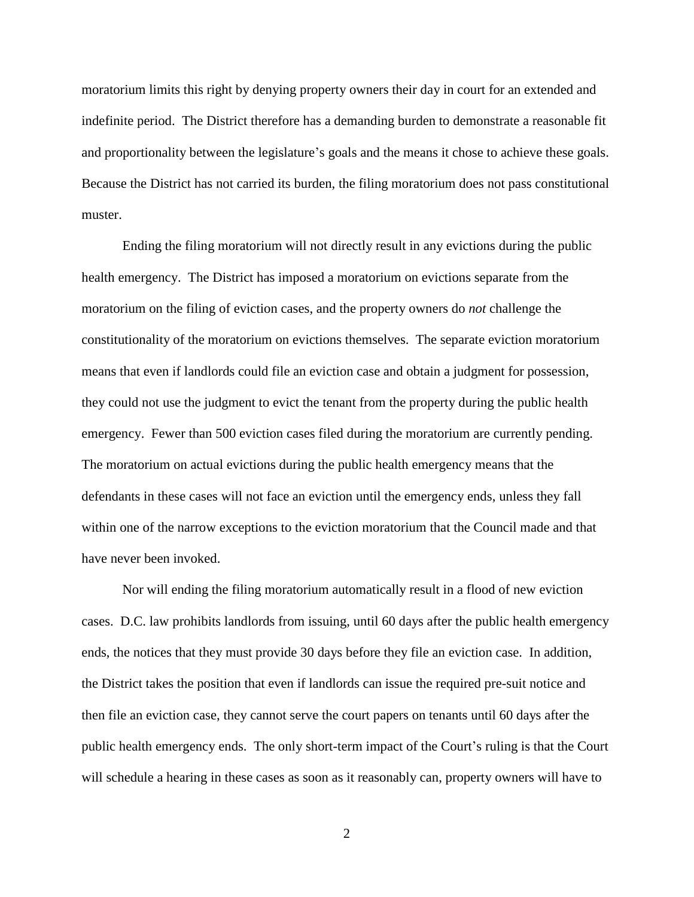moratorium limits this right by denying property owners their day in court for an extended and indefinite period. The District therefore has a demanding burden to demonstrate a reasonable fit and proportionality between the legislature's goals and the means it chose to achieve these goals. Because the District has not carried its burden, the filing moratorium does not pass constitutional muster.

Ending the filing moratorium will not directly result in any evictions during the public health emergency. The District has imposed a moratorium on evictions separate from the moratorium on the filing of eviction cases, and the property owners do *not* challenge the constitutionality of the moratorium on evictions themselves. The separate eviction moratorium means that even if landlords could file an eviction case and obtain a judgment for possession, they could not use the judgment to evict the tenant from the property during the public health emergency. Fewer than 500 eviction cases filed during the moratorium are currently pending. The moratorium on actual evictions during the public health emergency means that the defendants in these cases will not face an eviction until the emergency ends, unless they fall within one of the narrow exceptions to the eviction moratorium that the Council made and that have never been invoked.

Nor will ending the filing moratorium automatically result in a flood of new eviction cases. D.C. law prohibits landlords from issuing, until 60 days after the public health emergency ends, the notices that they must provide 30 days before they file an eviction case. In addition, the District takes the position that even if landlords can issue the required pre-suit notice and then file an eviction case, they cannot serve the court papers on tenants until 60 days after the public health emergency ends. The only short-term impact of the Court's ruling is that the Court will schedule a hearing in these cases as soon as it reasonably can, property owners will have to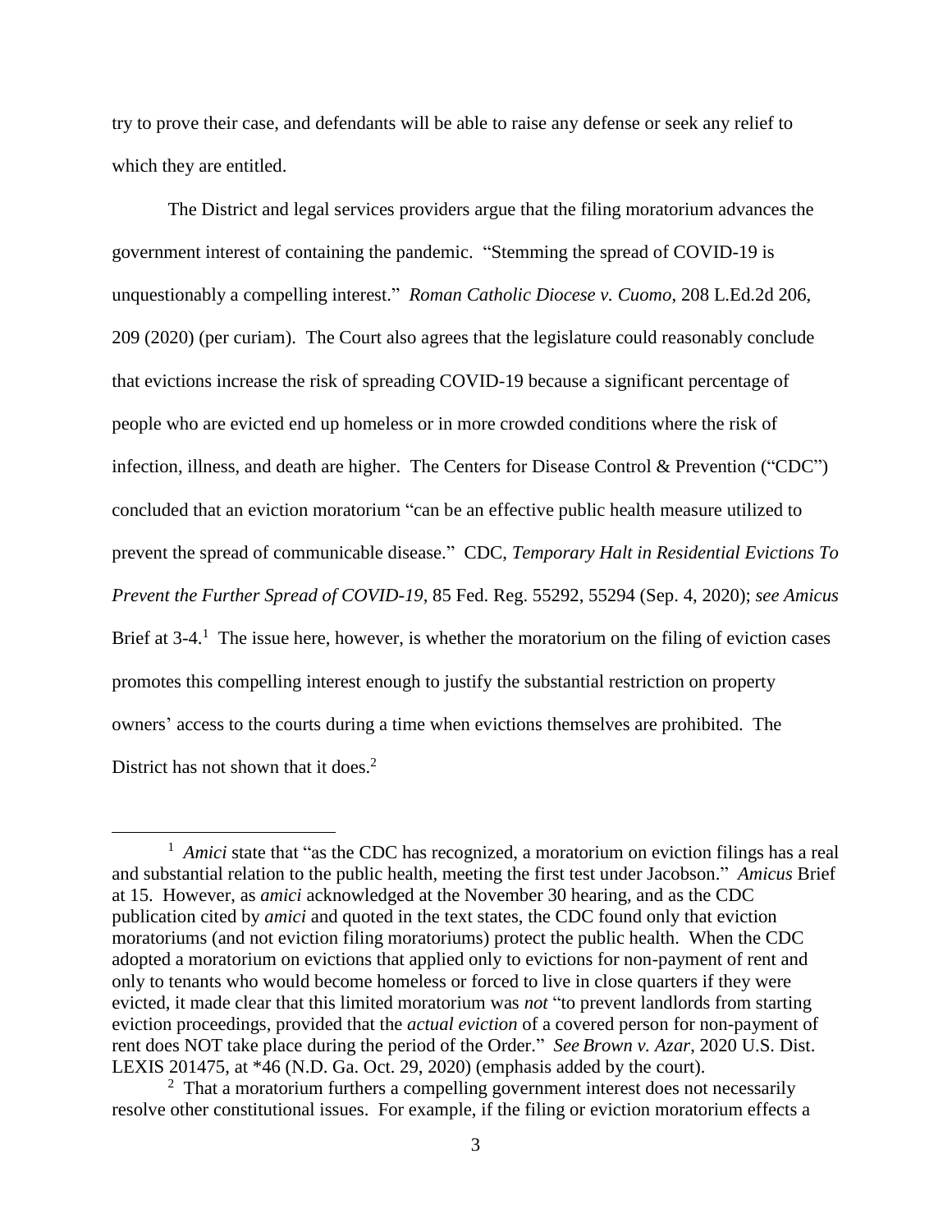try to prove their case, and defendants will be able to raise any defense or seek any relief to which they are entitled.

The District and legal services providers argue that the filing moratorium advances the government interest of containing the pandemic. "Stemming the spread of COVID-19 is unquestionably a compelling interest." *Roman Catholic Diocese v. Cuomo*, 208 L.Ed.2d 206, 209 (2020) (per curiam). The Court also agrees that the legislature could reasonably conclude that evictions increase the risk of spreading COVID-19 because a significant percentage of people who are evicted end up homeless or in more crowded conditions where the risk of infection, illness, and death are higher. The Centers for Disease Control & Prevention ("CDC") concluded that an eviction moratorium "can be an effective public health measure utilized to prevent the spread of communicable disease." CDC, *Temporary Halt in Residential Evictions To Prevent the Further Spread of COVID-19*, 85 Fed. Reg. 55292, 55294 (Sep. 4, 2020); *see Amicus* Brief at 3-4.[1] The issue here, however, is whether the moratorium on the filing of eviction cases promotes this compelling interest enough to justify the substantial restriction on property owners' access to the courts during a time when evictions themselves are prohibited. The District has not shown that it does.[2]

---

[1] *Amici* state that "as the CDC has recognized, a moratorium on eviction filings has a real and substantial relation to the public health, meeting the first test under Jacobson." *Amicus* Brief at 15. However, as *amici* acknowledged at the November 30 hearing, and as the CDC publication cited by *amici* and quoted in the text states, the CDC found only that eviction moratoriums (and not eviction filing moratoriums) protect the public health. When the CDC adopted a moratorium on evictions that applied only to evictions for non-payment of rent and only to tenants who would become homeless or forced to live in close quarters if they were evicted, it made clear that this limited moratorium was *not* "to prevent landlords from starting eviction proceedings, provided that the *actual eviction* of a covered person for non-payment of rent does NOT take place during the period of the Order." *See Brown v. Azar*, 2020 U.S. Dist. LEXIS 201475, at *46 (N.D. Ga. Oct. 29, 2020) (emphasis added by the court).

[2] That a moratorium furthers a compelling government interest does not necessarily resolve other constitutional issues. For example, if the filing or eviction moratorium effects a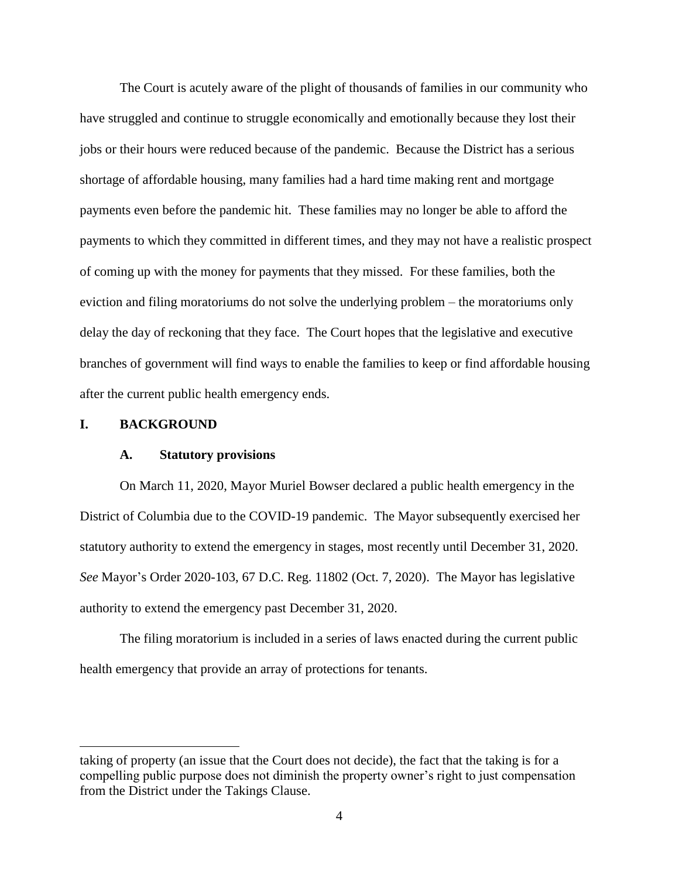The Court is acutely aware of the plight of thousands of families in our community who have struggled and continue to struggle economically and emotionally because they lost their jobs or their hours were reduced because of the pandemic. Because the District has a serious shortage of affordable housing, many families had a hard time making rent and mortgage payments even before the pandemic hit. These families may no longer be able to afford the payments to which they committed in different times, and they may not have a realistic prospect of coming up with the money for payments that they missed. For these families, both the eviction and filing moratoriums do not solve the underlying problem – the moratoriums only delay the day of reckoning that they face. The Court hopes that the legislative and executive branches of government will find ways to enable the families to keep or find affordable housing after the current public health emergency ends.

## I. BACKGROUND

### A. Statutory provisions

On March 11, 2020, Mayor Muriel Bowser declared a public health emergency in the District of Columbia due to the COVID-19 pandemic. The Mayor subsequently exercised her statutory authority to extend the emergency in stages, most recently until December 31, 2020. *See* Mayor's Order 2020-103, 67 D.C. Reg. 11802 (Oct. 7, 2020). The Mayor has legislative authority to extend the emergency past December 31, 2020.

The filing moratorium is included in a series of laws enacted during the current public health emergency that provide an array of protections for tenants.

---

taking of property (an issue that the Court does not decide), the fact that the taking is for a compelling public purpose does not diminish the property owner's right to just compensation from the District under the Takings Clause.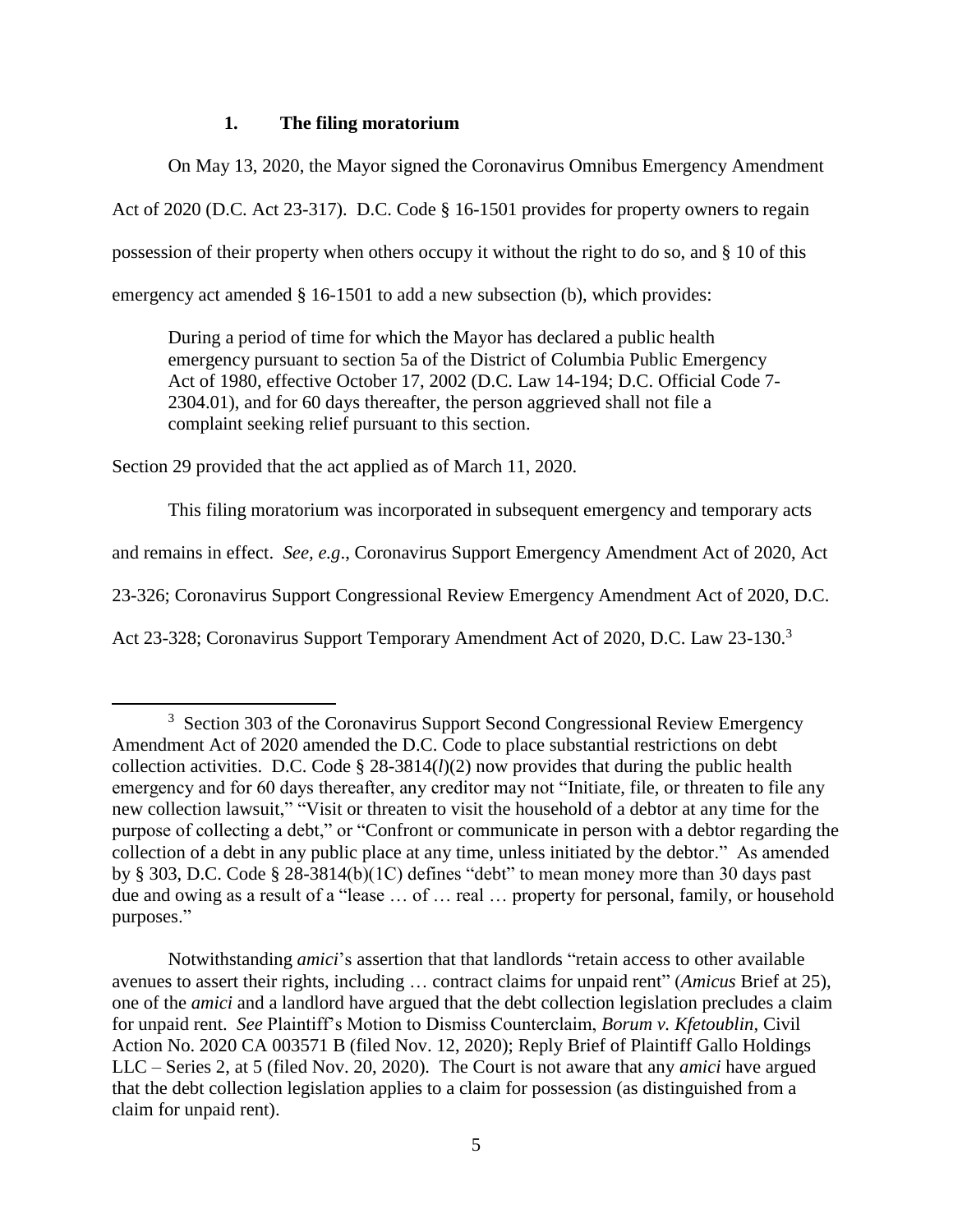### 1. The filing moratorium

On May 13, 2020, the Mayor signed the Coronavirus Omnibus Emergency Amendment Act of 2020 (D.C. Act 23-317). D.C. Code § 16-1501 provides for property owners to regain possession of their property when others occupy it without the right to do so, and § 10 of this emergency act amended § 16-1501 to add a new subsection (b), which provides:

> During a period of time for which the Mayor has declared a public health emergency pursuant to section 5a of the District of Columbia Public Emergency Act of 1980, effective October 17, 2002 (D.C. Law 14-194; D.C. Official Code 7-2304.01), and for 60 days thereafter, the person aggrieved shall not file a complaint seeking relief pursuant to this section.

Section 29 provided that the act applied as of March 11, 2020.

This filing moratorium was incorporated in subsequent emergency and temporary acts and remains in effect. *See, e.g.*, Coronavirus Support Emergency Amendment Act of 2020, Act 23-326; Coronavirus Support Congressional Review Emergency Amendment Act of 2020, D.C. Act 23-328; Coronavirus Support Temporary Amendment Act of 2020, D.C. Law 23-130.[3]

---

[3] Section 303 of the Coronavirus Support Second Congressional Review Emergency Amendment Act of 2020 amended the D.C. Code to place substantial restrictions on debt collection activities. D.C. Code § 28-3814(*l*)(2) now provides that during the public health emergency and for 60 days thereafter, any creditor may not "Initiate, file, or threaten to file any new collection lawsuit," "Visit or threaten to visit the household of a debtor at any time for the purpose of collecting a debt," or "Confront or communicate in person with a debtor regarding the collection of a debt in any public place at any time, unless initiated by the debtor." As amended by § 303, D.C. Code § 28-3814(b)(1C) defines "debt" to mean money more than 30 days past due and owing as a result of a "lease … of … real … property for personal, family, or household purposes."

Notwithstanding *amici*'s assertion that that landlords "retain access to other available avenues to assert their rights, including … contract claims for unpaid rent" (*Amicus* Brief at 25), one of the *amici* and a landlord have argued that the debt collection legislation precludes a claim for unpaid rent. *See* Plaintiff's Motion to Dismiss Counterclaim, *Borum v. Kfetoublin*, Civil Action No. 2020 CA 003571 B (filed Nov. 12, 2020); Reply Brief of Plaintiff Gallo Holdings LLC – Series 2, at 5 (filed Nov. 20, 2020). The Court is not aware that any *amici* have argued that the debt collection legislation applies to a claim for possession (as distinguished from a claim for unpaid rent).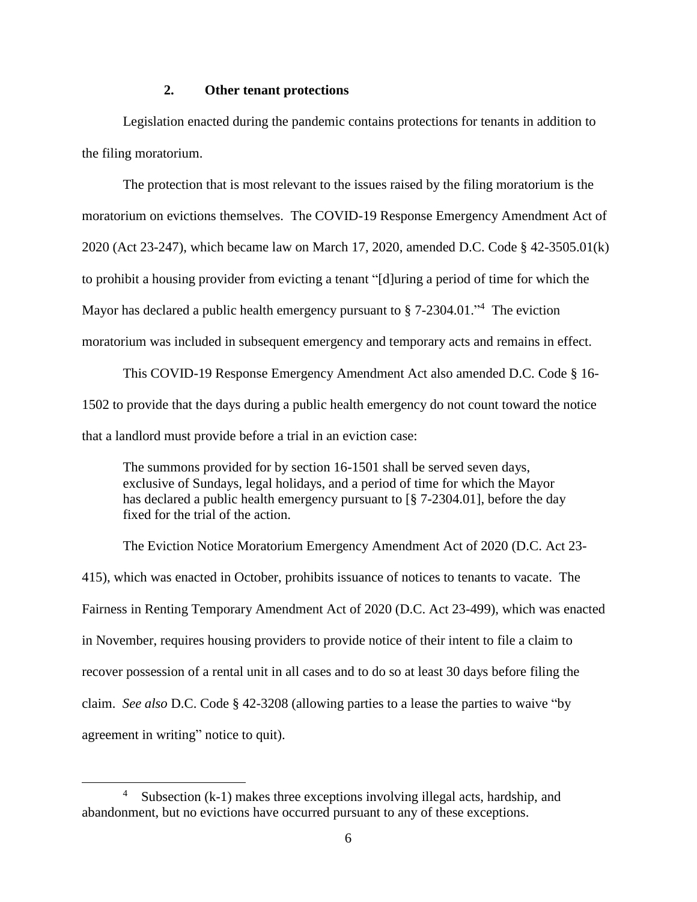### 2. Other tenant protections

Legislation enacted during the pandemic contains protections for tenants in addition to the filing moratorium.

The protection that is most relevant to the issues raised by the filing moratorium is the moratorium on evictions themselves. The COVID-19 Response Emergency Amendment Act of 2020 (Act 23-247), which became law on March 17, 2020, amended D.C. Code § 42-3505.01(k) to prohibit a housing provider from evicting a tenant "[d]uring a period of time for which the Mayor has declared a public health emergency pursuant to § 7-2304.01."[4] The eviction moratorium was included in subsequent emergency and temporary acts and remains in effect.

This COVID-19 Response Emergency Amendment Act also amended D.C. Code § 16-1502 to provide that the days during a public health emergency do not count toward the notice that a landlord must provide before a trial in an eviction case:

> The summons provided for by section 16-1501 shall be served seven days, exclusive of Sundays, legal holidays, and a period of time for which the Mayor has declared a public health emergency pursuant to [§ 7-2304.01], before the day fixed for the trial of the action.

The Eviction Notice Moratorium Emergency Amendment Act of 2020 (D.C. Act 23-415), which was enacted in October, prohibits issuance of notices to tenants to vacate. The Fairness in Renting Temporary Amendment Act of 2020 (D.C. Act 23-499), which was enacted in November, requires housing providers to provide notice of their intent to file a claim to recover possession of a rental unit in all cases and to do so at least 30 days before filing the claim. *See also* D.C. Code § 42-3208 (allowing parties to a lease the parties to waive "by agreement in writing" notice to quit).

---

[4] Subsection (k-1) makes three exceptions involving illegal acts, hardship, and abandonment, but no evictions have occurred pursuant to any of these exceptions.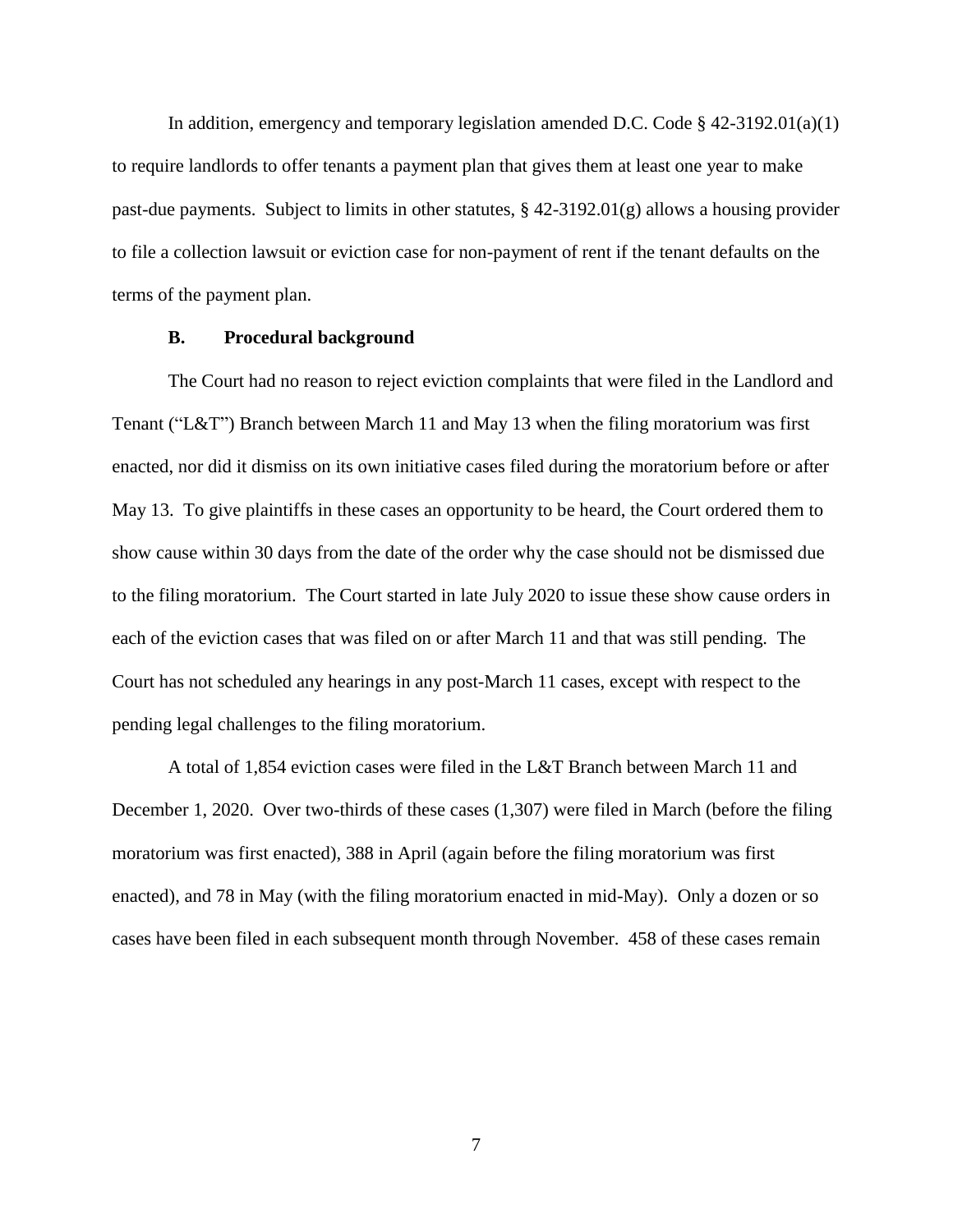In addition, emergency and temporary legislation amended D.C. Code § 42-3192.01(a)(1) to require landlords to offer tenants a payment plan that gives them at least one year to make past-due payments. Subject to limits in other statutes, § 42-3192.01(g) allows a housing provider to file a collection lawsuit or eviction case for non-payment of rent if the tenant defaults on the terms of the payment plan.

### B. Procedural background

The Court had no reason to reject eviction complaints that were filed in the Landlord and Tenant ("L&T") Branch between March 11 and May 13 when the filing moratorium was first enacted, nor did it dismiss on its own initiative cases filed during the moratorium before or after May 13. To give plaintiffs in these cases an opportunity to be heard, the Court ordered them to show cause within 30 days from the date of the order why the case should not be dismissed due to the filing moratorium. The Court started in late July 2020 to issue these show cause orders in each of the eviction cases that was filed on or after March 11 and that was still pending. The Court has not scheduled any hearings in any post-March 11 cases, except with respect to the pending legal challenges to the filing moratorium.

A total of 1,854 eviction cases were filed in the L&T Branch between March 11 and December 1, 2020. Over two-thirds of these cases (1,307) were filed in March (before the filing moratorium was first enacted), 388 in April (again before the filing moratorium was first enacted), and 78 in May (with the filing moratorium enacted in mid-May). Only a dozen or so cases have been filed in each subsequent month through November. 458 of these cases remain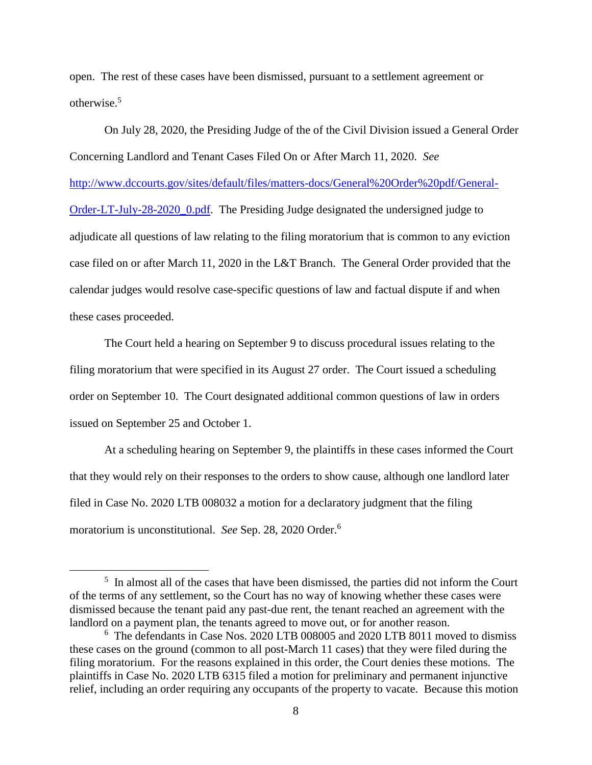open. The rest of these cases have been dismissed, pursuant to a settlement agreement or otherwise.[5]

On July 28, 2020, the Presiding Judge of the of the Civil Division issued a General Order Concerning Landlord and Tenant Cases Filed On or After March 11, 2020. *See* [http://www.dccourts.gov/sites/default/files/matters-docs/General%20Order%20pdf/General-Order-LT-July-28-2020_0.pdf](http://www.dccourts.gov/sites/default/files/matters-docs/General%20Order%20pdf/General-Order-LT-July-28-2020_0.pdf). The Presiding Judge designated the undersigned judge to adjudicate all questions of law relating to the filing moratorium that is common to any eviction case filed on or after March 11, 2020 in the L&T Branch. The General Order provided that the calendar judges would resolve case-specific questions of law and factual dispute if and when these cases proceeded.

The Court held a hearing on September 9 to discuss procedural issues relating to the filing moratorium that were specified in its August 27 order. The Court issued a scheduling order on September 10. The Court designated additional common questions of law in orders issued on September 25 and October 1.

At a scheduling hearing on September 9, the plaintiffs in these cases informed the Court that they would rely on their responses to the orders to show cause, although one landlord later filed in Case No. 2020 LTB 008032 a motion for a declaratory judgment that the filing moratorium is unconstitutional. *See* Sep. 28, 2020 Order.[6]

---

[5] In almost all of the cases that have been dismissed, the parties did not inform the Court of the terms of any settlement, so the Court has no way of knowing whether these cases were dismissed because the tenant paid any past-due rent, the tenant reached an agreement with the landlord on a payment plan, the tenants agreed to move out, or for another reason.

[6] The defendants in Case Nos. 2020 LTB 008005 and 2020 LTB 8011 moved to dismiss these cases on the ground (common to all post-March 11 cases) that they were filed during the filing moratorium. For the reasons explained in this order, the Court denies these motions. The plaintiffs in Case No. 2020 LTB 6315 filed a motion for preliminary and permanent injunctive relief, including an order requiring any occupants of the property to vacate. Because this motion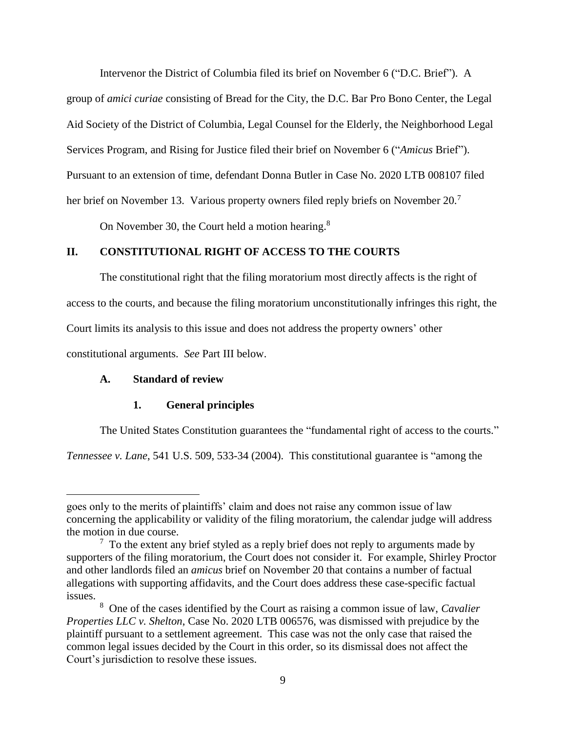Intervenor the District of Columbia filed its brief on November 6 ("D.C. Brief"). A group of *amici curiae* consisting of Bread for the City, the D.C. Bar Pro Bono Center, the Legal Aid Society of the District of Columbia, Legal Counsel for the Elderly, the Neighborhood Legal Services Program, and Rising for Justice filed their brief on November 6 ("*Amicus* Brief"). Pursuant to an extension of time, defendant Donna Butler in Case No. 2020 LTB 008107 filed her brief on November 13. Various property owners filed reply briefs on November 20.[7]

On November 30, the Court held a motion hearing.[8]

## II. CONSTITUTIONAL RIGHT OF ACCESS TO THE COURTS

The constitutional right that the filing moratorium most directly affects is the right of access to the courts, and because the filing moratorium unconstitutionally infringes this right, the Court limits its analysis to this issue and does not address the property owners' other constitutional arguments. *See* Part III below.

### A. Standard of review

#### 1. General principles

The United States Constitution guarantees the "fundamental right of access to the courts." *Tennessee v. Lane*, 541 U.S. 509, 533-34 (2004). This constitutional guarantee is "among the

---

goes only to the merits of plaintiffs' claim and does not raise any common issue of law concerning the applicability or validity of the filing moratorium, the calendar judge will address the motion in due course.

[7] To the extent any brief styled as a reply brief does not reply to arguments made by supporters of the filing moratorium, the Court does not consider it. For example, Shirley Proctor and other landlords filed an *amicus* brief on November 20 that contains a number of factual allegations with supporting affidavits, and the Court does address these case-specific factual issues.

[8] One of the cases identified by the Court as raising a common issue of law, *Cavalier Properties LLC v. Shelton*, Case No. 2020 LTB 006576, was dismissed with prejudice by the plaintiff pursuant to a settlement agreement. This case was not the only case that raised the common legal issues decided by the Court in this order, so its dismissal does not affect the Court's jurisdiction to resolve these issues.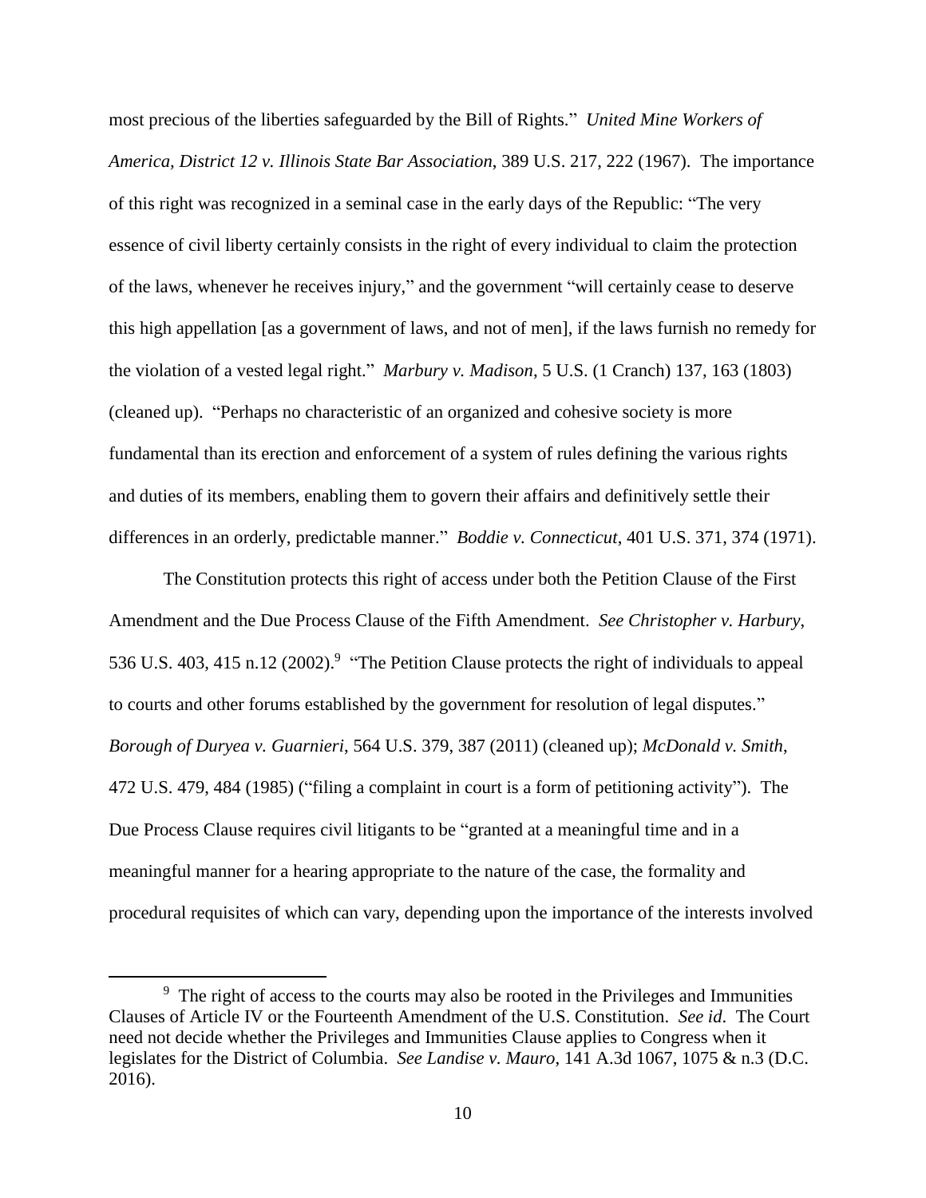most precious of the liberties safeguarded by the Bill of Rights." *United Mine Workers of America, District 12 v. Illinois State Bar Association*, 389 U.S. 217, 222 (1967). The importance of this right was recognized in a seminal case in the early days of the Republic: "The very essence of civil liberty certainly consists in the right of every individual to claim the protection of the laws, whenever he receives injury," and the government "will certainly cease to deserve this high appellation [as a government of laws, and not of men], if the laws furnish no remedy for the violation of a vested legal right." *Marbury v. Madison*, 5 U.S. (1 Cranch) 137, 163 (1803) (cleaned up). "Perhaps no characteristic of an organized and cohesive society is more fundamental than its erection and enforcement of a system of rules defining the various rights and duties of its members, enabling them to govern their affairs and definitively settle their differences in an orderly, predictable manner." *Boddie v. Connecticut*, 401 U.S. 371, 374 (1971).

The Constitution protects this right of access under both the Petition Clause of the First Amendment and the Due Process Clause of the Fifth Amendment. *See Christopher v. Harbury*, 536 U.S. 403, 415 n.12 (2002).[9] "The Petition Clause protects the right of individuals to appeal to courts and other forums established by the government for resolution of legal disputes." *Borough of Duryea v. Guarnieri*, 564 U.S. 379, 387 (2011) (cleaned up); *McDonald v. Smith*, 472 U.S. 479, 484 (1985) ("filing a complaint in court is a form of petitioning activity"). The Due Process Clause requires civil litigants to be "granted at a meaningful time and in a meaningful manner for a hearing appropriate to the nature of the case, the formality and procedural requisites of which can vary, depending upon the importance of the interests involved

[9] The right of access to the courts may also be rooted in the Privileges and Immunities Clauses of Article IV or the Fourteenth Amendment of the U.S. Constitution. *See id.* The Court need not decide whether the Privileges and Immunities Clause applies to Congress when it legislates for the District of Columbia. *See Landise v. Mauro*, 141 A.3d 1067, 1075 & n.3 (D.C. 2016).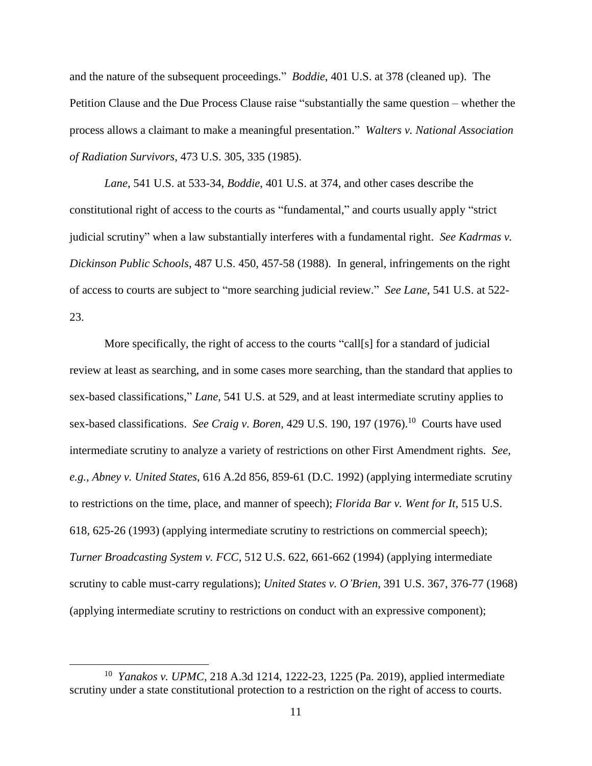and the nature of the subsequent proceedings." *Boddie*, 401 U.S. at 378 (cleaned up). The Petition Clause and the Due Process Clause raise "substantially the same question – whether the process allows a claimant to make a meaningful presentation." *Walters v. National Association of Radiation Survivors*, 473 U.S. 305, 335 (1985).

*Lane*, 541 U.S. at 533-34, *Boddie*, 401 U.S. at 374, and other cases describe the constitutional right of access to the courts as "fundamental," and courts usually apply "strict judicial scrutiny" when a law substantially interferes with a fundamental right. *See Kadrmas v. Dickinson Public Schools*, 487 U.S. 450, 457-58 (1988). In general, infringements on the right of access to courts are subject to "more searching judicial review." *See Lane*, 541 U.S. at 522-23.

More specifically, the right of access to the courts "call[s] for a standard of judicial review at least as searching, and in some cases more searching, than the standard that applies to sex-based classifications," *Lane*, 541 U.S. at 529, and at least intermediate scrutiny applies to sex-based classifications. *See Craig v. Boren*, 429 U.S. 190, 197 (1976).[10] Courts have used intermediate scrutiny to analyze a variety of restrictions on other First Amendment rights. *See, e.g.*, *Abney v. United States*, 616 A.2d 856, 859-61 (D.C. 1992) (applying intermediate scrutiny to restrictions on the time, place, and manner of speech); *Florida Bar v. Went for It*, 515 U.S. 618, 625-26 (1993) (applying intermediate scrutiny to restrictions on commercial speech); *Turner Broadcasting System v. FCC*, 512 U.S. 622, 661-662 (1994) (applying intermediate scrutiny to cable must-carry regulations); *United States v. O'Brien*, 391 U.S. 367, 376-77 (1968) (applying intermediate scrutiny to restrictions on conduct with an expressive component);

[10] *Yanakos v. UPMC*, 218 A.3d 1214, 1222-23, 1225 (Pa. 2019), applied intermediate scrutiny under a state constitutional protection to a restriction on the right of access to courts.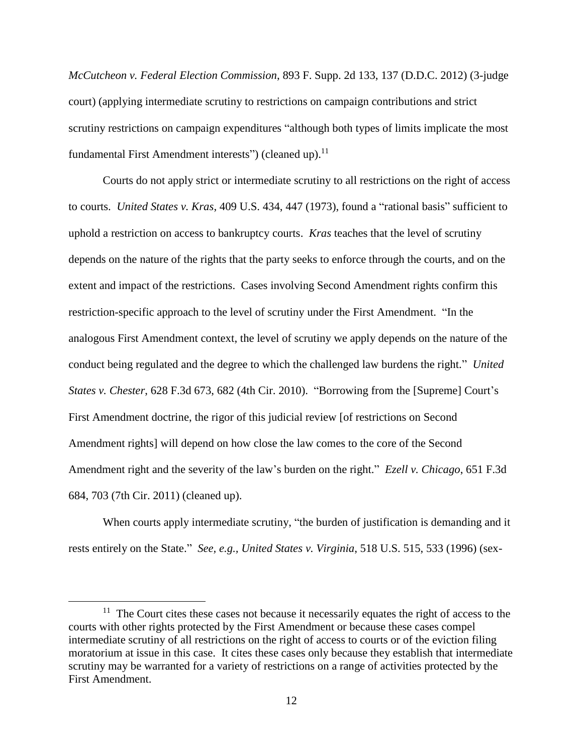*McCutcheon v. Federal Election Commission*, 893 F. Supp. 2d 133, 137 (D.D.C. 2012) (3-judge court) (applying intermediate scrutiny to restrictions on campaign contributions and strict scrutiny restrictions on campaign expenditures "although both types of limits implicate the most fundamental First Amendment interests") (cleaned up).[11]

Courts do not apply strict or intermediate scrutiny to all restrictions on the right of access to courts. *United States v. Kras*, 409 U.S. 434, 447 (1973), found a "rational basis" sufficient to uphold a restriction on access to bankruptcy courts. *Kras* teaches that the level of scrutiny depends on the nature of the rights that the party seeks to enforce through the courts, and on the extent and impact of the restrictions. Cases involving Second Amendment rights confirm this restriction-specific approach to the level of scrutiny under the First Amendment. "In the analogous First Amendment context, the level of scrutiny we apply depends on the nature of the conduct being regulated and the degree to which the challenged law burdens the right." *United States v. Chester*, 628 F.3d 673, 682 (4th Cir. 2010). "Borrowing from the [Supreme] Court's First Amendment doctrine, the rigor of this judicial review [of restrictions on Second Amendment rights] will depend on how close the law comes to the core of the Second Amendment right and the severity of the law's burden on the right." *Ezell v. Chicago*, 651 F.3d 684, 703 (7th Cir. 2011) (cleaned up).

When courts apply intermediate scrutiny, "the burden of justification is demanding and it rests entirely on the State." *See, e.g.*, *United States v. Virginia*, 518 U.S. 515, 533 (1996) (sex-

---

[11] The Court cites these cases not because it necessarily equates the right of access to the courts with other rights protected by the First Amendment or because these cases compel intermediate scrutiny of all restrictions on the right of access to courts or of the eviction filing moratorium at issue in this case. It cites these cases only because they establish that intermediate scrutiny may be warranted for a variety of restrictions on a range of activities protected by the First Amendment.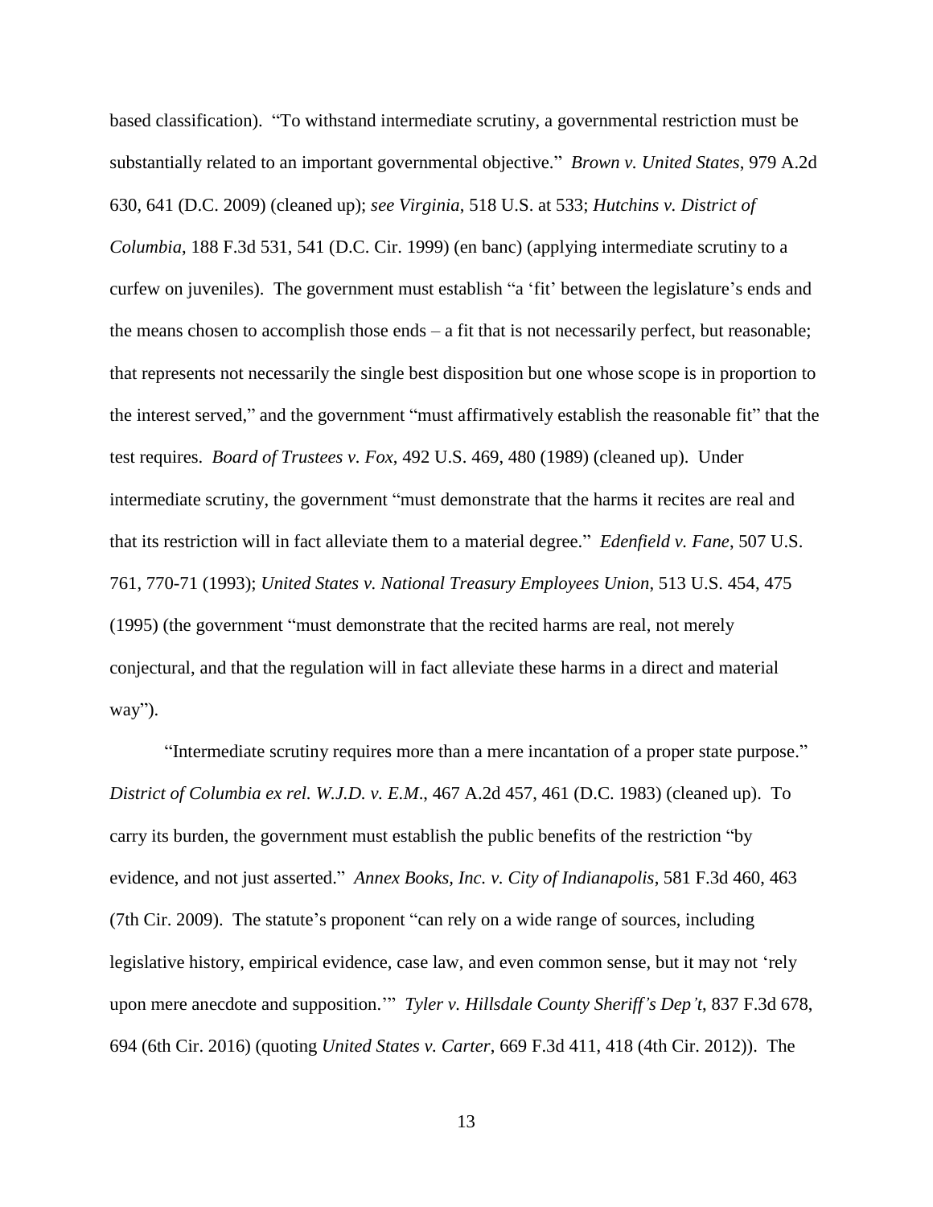based classification). "To withstand intermediate scrutiny, a governmental restriction must be substantially related to an important governmental objective." *Brown v. United States*, 979 A.2d 630, 641 (D.C. 2009) (cleaned up); *see Virginia*, 518 U.S. at 533; *Hutchins v. District of Columbia*, 188 F.3d 531, 541 (D.C. Cir. 1999) (en banc) (applying intermediate scrutiny to a curfew on juveniles). The government must establish "a 'fit' between the legislature's ends and the means chosen to accomplish those ends – a fit that is not necessarily perfect, but reasonable; that represents not necessarily the single best disposition but one whose scope is in proportion to the interest served," and the government "must affirmatively establish the reasonable fit" that the test requires. *Board of Trustees v. Fox*, 492 U.S. 469, 480 (1989) (cleaned up). Under intermediate scrutiny, the government "must demonstrate that the harms it recites are real and that its restriction will in fact alleviate them to a material degree." *Edenfield v. Fane*, 507 U.S. 761, 770-71 (1993); *United States v. National Treasury Employees Union*, 513 U.S. 454, 475 (1995) (the government "must demonstrate that the recited harms are real, not merely conjectural, and that the regulation will in fact alleviate these harms in a direct and material way").

"Intermediate scrutiny requires more than a mere incantation of a proper state purpose." *District of Columbia ex rel. W.J.D. v. E.M.*, 467 A.2d 457, 461 (D.C. 1983) (cleaned up). To carry its burden, the government must establish the public benefits of the restriction "by evidence, and not just asserted." *Annex Books, Inc. v. City of Indianapolis*, 581 F.3d 460, 463 (7th Cir. 2009). The statute's proponent "can rely on a wide range of sources, including legislative history, empirical evidence, case law, and even common sense, but it may not 'rely upon mere anecdote and supposition.'" *Tyler v. Hillsdale County Sheriff's Dep't*, 837 F.3d 678, 694 (6th Cir. 2016) (quoting *United States v. Carter*, 669 F.3d 411, 418 (4th Cir. 2012)). The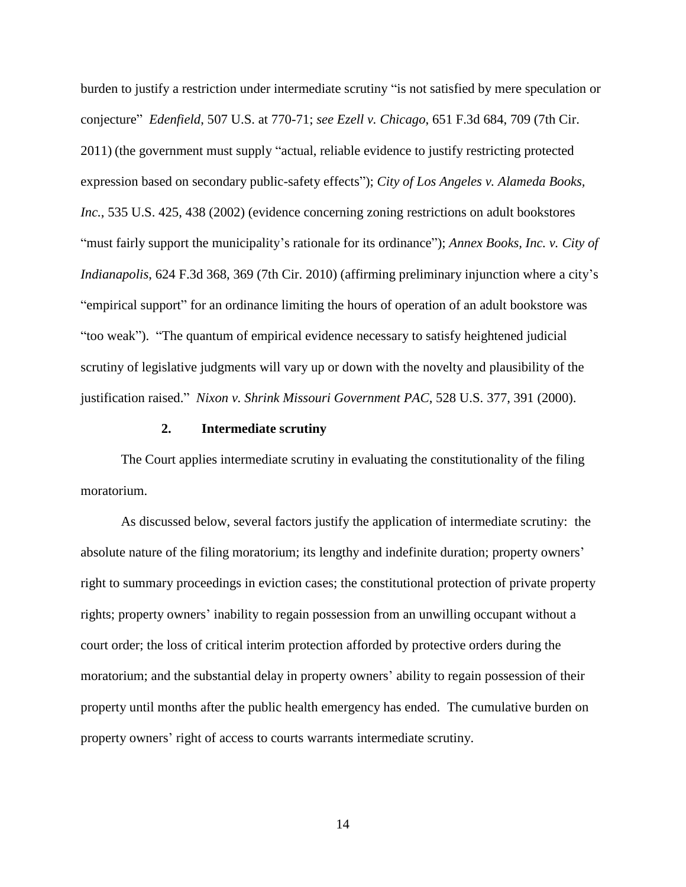burden to justify a restriction under intermediate scrutiny "is not satisfied by mere speculation or conjecture" *Edenfield*, 507 U.S. at 770-71; *see Ezell v. Chicago*, 651 F.3d 684, 709 (7th Cir. 2011) (the government must supply "actual, reliable evidence to justify restricting protected expression based on secondary public-safety effects"); *City of Los Angeles v. Alameda Books, Inc.*, 535 U.S. 425, 438 (2002) (evidence concerning zoning restrictions on adult bookstores "must fairly support the municipality's rationale for its ordinance"); *Annex Books, Inc. v. City of Indianapolis*, 624 F.3d 368, 369 (7th Cir. 2010) (affirming preliminary injunction where a city's "empirical support" for an ordinance limiting the hours of operation of an adult bookstore was "too weak"). "The quantum of empirical evidence necessary to satisfy heightened judicial scrutiny of legislative judgments will vary up or down with the novelty and plausibility of the justification raised." *Nixon v. Shrink Missouri Government PAC*, 528 U.S. 377, 391 (2000).

### 2. Intermediate scrutiny

The Court applies intermediate scrutiny in evaluating the constitutionality of the filing moratorium.

As discussed below, several factors justify the application of intermediate scrutiny: the absolute nature of the filing moratorium; its lengthy and indefinite duration; property owners' right to summary proceedings in eviction cases; the constitutional protection of private property rights; property owners' inability to regain possession from an unwilling occupant without a court order; the loss of critical interim protection afforded by protective orders during the moratorium; and the substantial delay in property owners' ability to regain possession of their property until months after the public health emergency has ended. The cumulative burden on property owners' right of access to courts warrants intermediate scrutiny.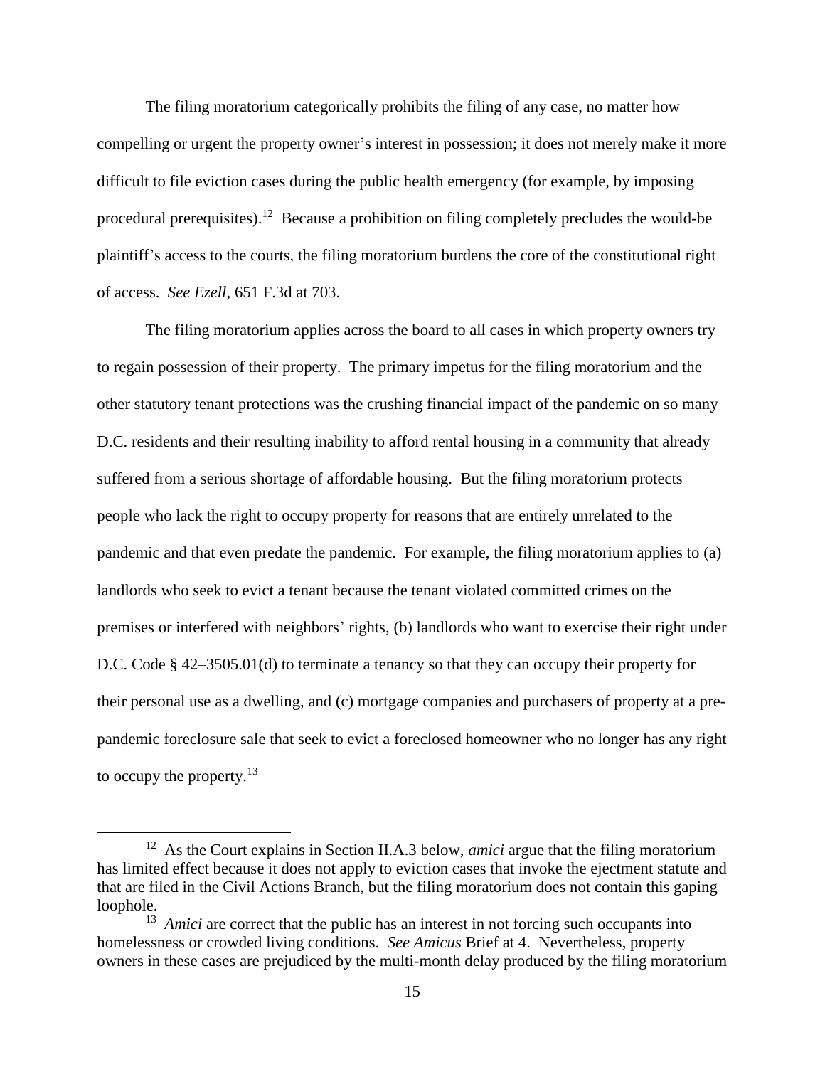The filing moratorium categorically prohibits the filing of any case, no matter how compelling or urgent the property owner's interest in possession; it does not merely make it more difficult to file eviction cases during the public health emergency (for example, by imposing procedural prerequisites).[12] Because a prohibition on filing completely precludes the would-be plaintiff's access to the courts, the filing moratorium burdens the core of the constitutional right of access. *See Ezell*, 651 F.3d at 703.

The filing moratorium applies across the board to all cases in which property owners try to regain possession of their property. The primary impetus for the filing moratorium and the other statutory tenant protections was the crushing financial impact of the pandemic on so many D.C. residents and their resulting inability to afford rental housing in a community that already suffered from a serious shortage of affordable housing. But the filing moratorium protects people who lack the right to occupy property for reasons that are entirely unrelated to the pandemic and that even predate the pandemic. For example, the filing moratorium applies to (a) landlords who seek to evict a tenant because the tenant violated committed crimes on the premises or interfered with neighbors' rights, (b) landlords who want to exercise their right under D.C. Code § 42–3505.01(d) to terminate a tenancy so that they can occupy their property for their personal use as a dwelling, and (c) mortgage companies and purchasers of property at a pre-pandemic foreclosure sale that seek to evict a foreclosed homeowner who no longer has any right to occupy the property.[13]

---

[12] As the Court explains in Section II.A.3 below, *amici* argue that the filing moratorium has limited effect because it does not apply to eviction cases that invoke the ejectment statute and that are filed in the Civil Actions Branch, but the filing moratorium does not contain this gaping loophole.

[13] *Amici* are correct that the public has an interest in not forcing such occupants into homelessness or crowded living conditions. *See Amicus* Brief at 4. Nevertheless, property owners in these cases are prejudiced by the multi-month delay produced by the filing moratorium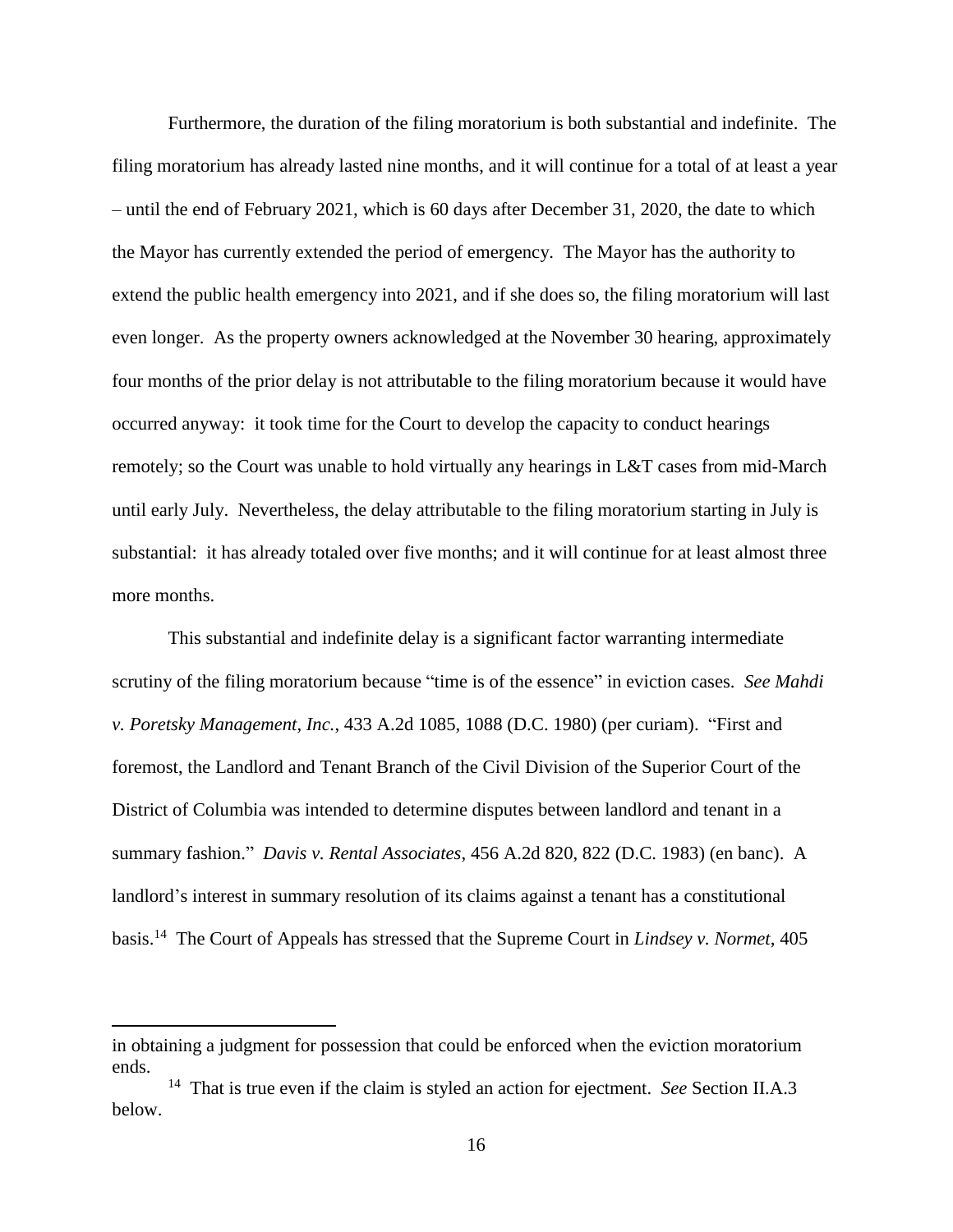Furthermore, the duration of the filing moratorium is both substantial and indefinite. The filing moratorium has already lasted nine months, and it will continue for a total of at least a year – until the end of February 2021, which is 60 days after December 31, 2020, the date to which the Mayor has currently extended the period of emergency. The Mayor has the authority to extend the public health emergency into 2021, and if she does so, the filing moratorium will last even longer. As the property owners acknowledged at the November 30 hearing, approximately four months of the prior delay is not attributable to the filing moratorium because it would have occurred anyway: it took time for the Court to develop the capacity to conduct hearings remotely; so the Court was unable to hold virtually any hearings in L&T cases from mid-March until early July. Nevertheless, the delay attributable to the filing moratorium starting in July is substantial: it has already totaled over five months; and it will continue for at least almost three more months.

This substantial and indefinite delay is a significant factor warranting intermediate scrutiny of the filing moratorium because "time is of the essence" in eviction cases. *See Mahdi v. Poretsky Management, Inc.*, 433 A.2d 1085, 1088 (D.C. 1980) (per curiam). "First and foremost, the Landlord and Tenant Branch of the Civil Division of the Superior Court of the District of Columbia was intended to determine disputes between landlord and tenant in a summary fashion." *Davis v. Rental Associates*, 456 A.2d 820, 822 (D.C. 1983) (en banc). A landlord's interest in summary resolution of its claims against a tenant has a constitutional basis.[14] The Court of Appeals has stressed that the Supreme Court in *Lindsey v. Normet*, 405

---

in obtaining a judgment for possession that could be enforced when the eviction moratorium ends.

[14] That is true even if the claim is styled an action for ejectment. *See* Section II.A.3 below.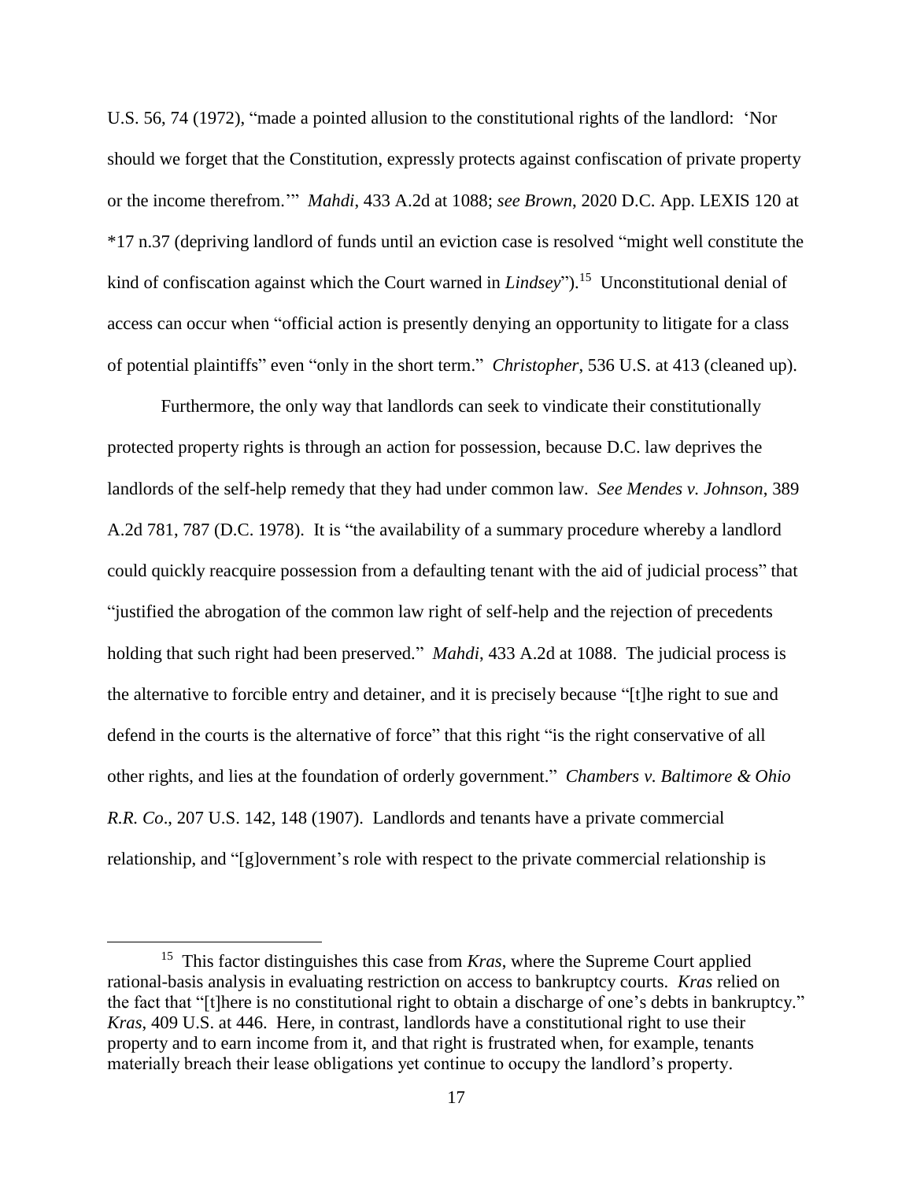U.S. 56, 74 (1972), "made a pointed allusion to the constitutional rights of the landlord: 'Nor should we forget that the Constitution, expressly protects against confiscation of private property or the income therefrom.'" *Mahdi*, 433 A.2d at 1088; *see Brown*, 2020 D.C. App. LEXIS 120 at *17 n.37 (depriving landlord of funds until an eviction case is resolved "might well constitute the kind of confiscation against which the Court warned in *Lindsey*").[15] Unconstitutional denial of access can occur when "official action is presently denying an opportunity to litigate for a class of potential plaintiffs" even "only in the short term." *Christopher*, 536 U.S. at 413 (cleaned up).

Furthermore, the only way that landlords can seek to vindicate their constitutionally protected property rights is through an action for possession, because D.C. law deprives the landlords of the self-help remedy that they had under common law. *See Mendes v. Johnson*, 389 A.2d 781, 787 (D.C. 1978). It is "the availability of a summary procedure whereby a landlord could quickly reacquire possession from a defaulting tenant with the aid of judicial process" that "justified the abrogation of the common law right of self-help and the rejection of precedents holding that such right had been preserved." *Mahdi*, 433 A.2d at 1088. The judicial process is the alternative to forcible entry and detainer, and it is precisely because "[t]he right to sue and defend in the courts is the alternative of force" that this right "is the right conservative of all other rights, and lies at the foundation of orderly government." *Chambers v. Baltimore & Ohio R.R. Co*., 207 U.S. 142, 148 (1907). Landlords and tenants have a private commercial relationship, and "[g]overnment's role with respect to the private commercial relationship is

---

[15] This factor distinguishes this case from *Kras*, where the Supreme Court applied rational-basis analysis in evaluating restriction on access to bankruptcy courts. *Kras* relied on the fact that "[t]here is no constitutional right to obtain a discharge of one's debts in bankruptcy." *Kras*, 409 U.S. at 446. Here, in contrast, landlords have a constitutional right to use their property and to earn income from it, and that right is frustrated when, for example, tenants materially breach their lease obligations yet continue to occupy the landlord's property.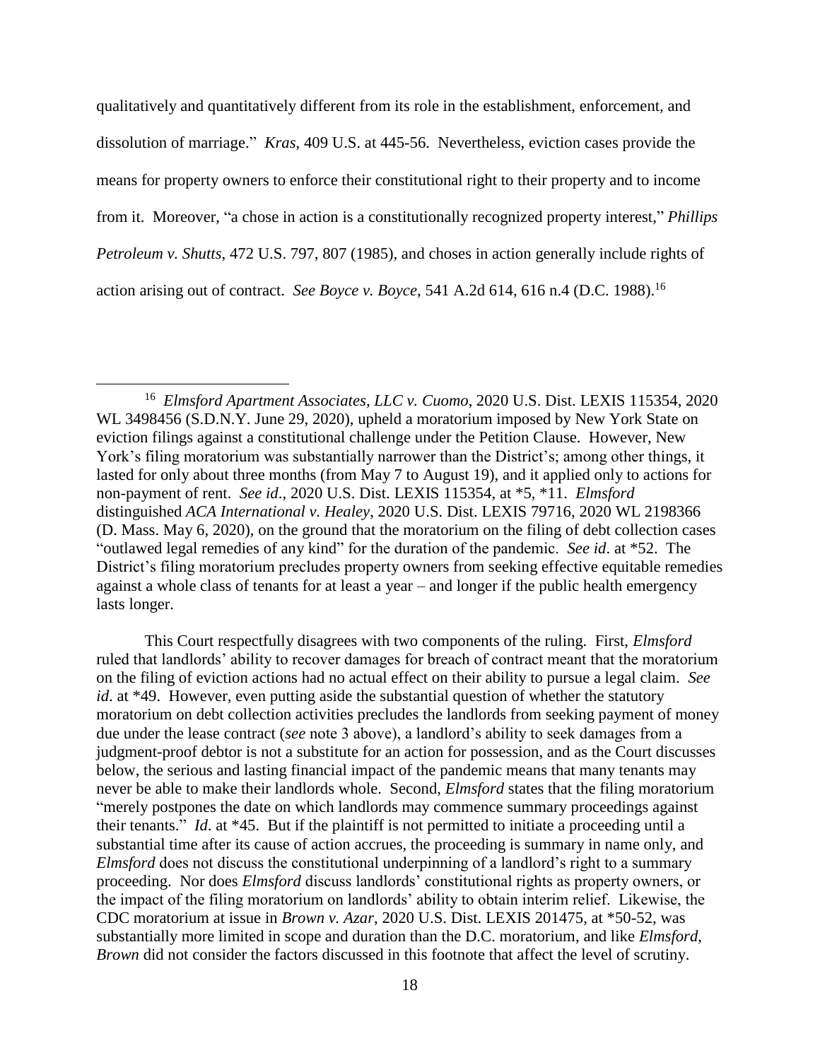qualitatively and quantitatively different from its role in the establishment, enforcement, and dissolution of marriage." *Kras*, 409 U.S. at 445-56. Nevertheless, eviction cases provide the means for property owners to enforce their constitutional right to their property and to income from it. Moreover, "a chose in action is a constitutionally recognized property interest," *Phillips Petroleum v. Shutts*, 472 U.S. 797, 807 (1985), and choses in action generally include rights of action arising out of contract. *See Boyce v. Boyce*, 541 A.2d 614, 616 n.4 (D.C. 1988).[16]

---

[16] *Elmsford Apartment Associates, LLC v. Cuomo*, 2020 U.S. Dist. LEXIS 115354, 2020 WL 3498456 (S.D.N.Y. June 29, 2020), upheld a moratorium imposed by New York State on eviction filings against a constitutional challenge under the Petition Clause. However, New York's filing moratorium was substantially narrower than the District's; among other things, it lasted for only about three months (from May 7 to August 19), and it applied only to actions for non-payment of rent. *See id*., 2020 U.S. Dist. LEXIS 115354, at *5, *11. *Elmsford* distinguished *ACA International v. Healey*, 2020 U.S. Dist. LEXIS 79716, 2020 WL 2198366 (D. Mass. May 6, 2020), on the ground that the moratorium on the filing of debt collection cases "outlawed legal remedies of any kind" for the duration of the pandemic. *See id*. at *52. The District's filing moratorium precludes property owners from seeking effective equitable remedies against a whole class of tenants for at least a year – and longer if the public health emergency lasts longer.

This Court respectfully disagrees with two components of the ruling. First, *Elmsford* ruled that landlords' ability to recover damages for breach of contract meant that the moratorium on the filing of eviction actions had no actual effect on their ability to pursue a legal claim. *See id*. at *49. However, even putting aside the substantial question of whether the statutory moratorium on debt collection activities precludes the landlords from seeking payment of money due under the lease contract (*see* note 3 above), a landlord's ability to seek damages from a judgment-proof debtor is not a substitute for an action for possession, and as the Court discusses below, the serious and lasting financial impact of the pandemic means that many tenants may never be able to make their landlords whole. Second, *Elmsford* states that the filing moratorium "merely postpones the date on which landlords may commence summary proceedings against their tenants." *Id*. at *45. But if the plaintiff is not permitted to initiate a proceeding until a substantial time after its cause of action accrues, the proceeding is summary in name only, and *Elmsford* does not discuss the constitutional underpinning of a landlord's right to a summary proceeding. Nor does *Elmsford* discuss landlords' constitutional rights as property owners, or the impact of the filing moratorium on landlords' ability to obtain interim relief. Likewise, the CDC moratorium at issue in *Brown v. Azar*, 2020 U.S. Dist. LEXIS 201475, at *50-52, was substantially more limited in scope and duration than the D.C. moratorium, and like *Elmsford*, *Brown* did not consider the factors discussed in this footnote that affect the level of scrutiny.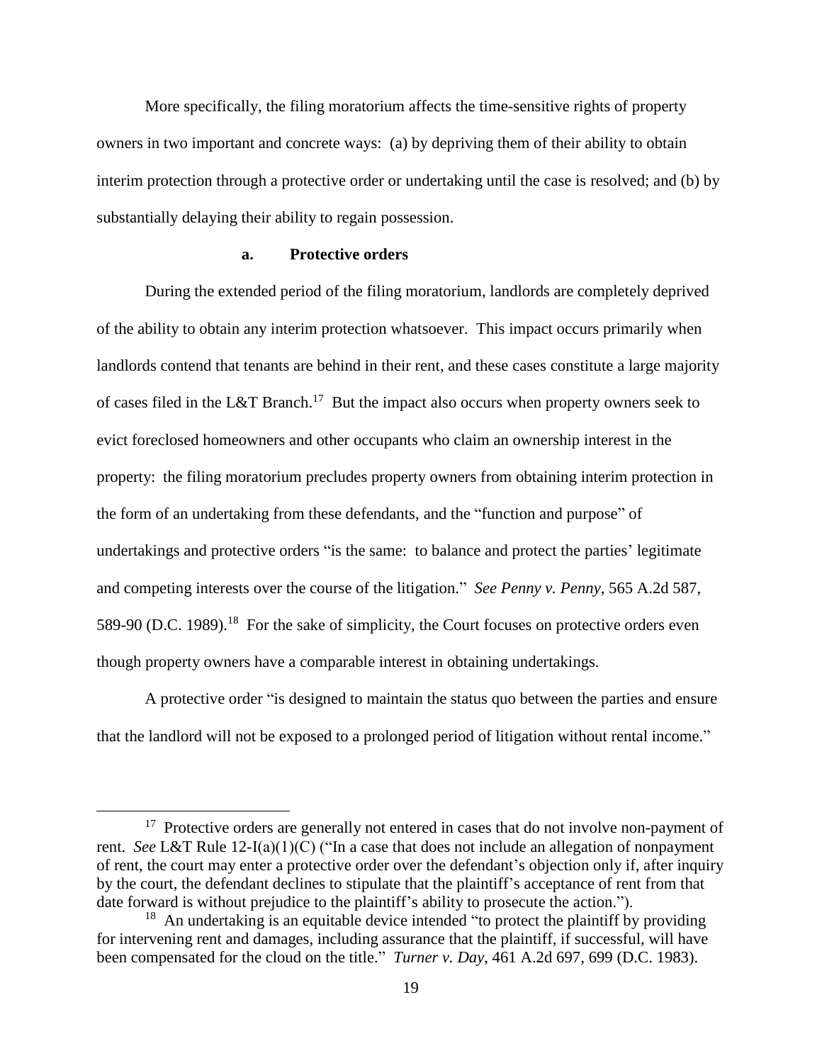More specifically, the filing moratorium affects the time-sensitive rights of property owners in two important and concrete ways: (a) by depriving them of their ability to obtain interim protection through a protective order or undertaking until the case is resolved; and (b) by substantially delaying their ability to regain possession.

**a. Protective orders**

During the extended period of the filing moratorium, landlords are completely deprived of the ability to obtain any interim protection whatsoever. This impact occurs primarily when landlords contend that tenants are behind in their rent, and these cases constitute a large majority of cases filed in the L&T Branch.[17] But the impact also occurs when property owners seek to evict foreclosed homeowners and other occupants who claim an ownership interest in the property: the filing moratorium precludes property owners from obtaining interim protection in the form of an undertaking from these defendants, and the "function and purpose" of undertakings and protective orders "is the same: to balance and protect the parties' legitimate and competing interests over the course of the litigation." *See Penny v. Penny*, 565 A.2d 587, 589-90 (D.C. 1989).[18] For the sake of simplicity, the Court focuses on protective orders even though property owners have a comparable interest in obtaining undertakings.

A protective order "is designed to maintain the status quo between the parties and ensure that the landlord will not be exposed to a prolonged period of litigation without rental income."

---

[17] Protective orders are generally not entered in cases that do not involve non-payment of rent. *See* L&T Rule 12-I(a)(1)(C) ("In a case that does not include an allegation of nonpayment of rent, the court may enter a protective order over the defendant's objection only if, after inquiry by the court, the defendant declines to stipulate that the plaintiff's acceptance of rent from that date forward is without prejudice to the plaintiff's ability to prosecute the action.").

[18] An undertaking is an equitable device intended "to protect the plaintiff by providing for intervening rent and damages, including assurance that the plaintiff, if successful, will have been compensated for the cloud on the title." *Turner v. Day*, 461 A.2d 697, 699 (D.C. 1983).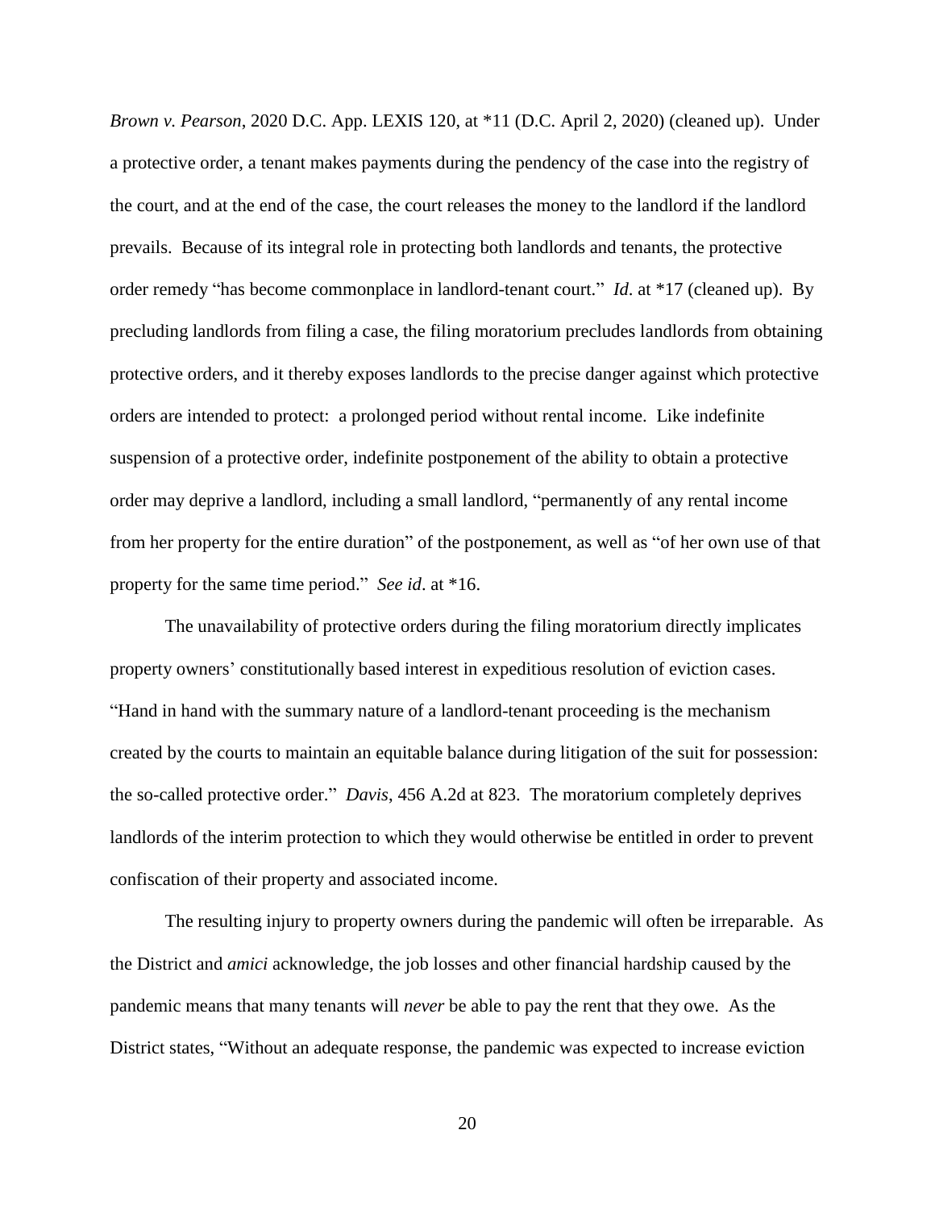*Brown v. Pearson*, 2020 D.C. App. LEXIS 120, at *11 (D.C. April 2, 2020) (cleaned up). Under a protective order, a tenant makes payments during the pendency of the case into the registry of the court, and at the end of the case, the court releases the money to the landlord if the landlord prevails. Because of its integral role in protecting both landlords and tenants, the protective order remedy "has become commonplace in landlord-tenant court." *Id*. at *17 (cleaned up). By precluding landlords from filing a case, the filing moratorium precludes landlords from obtaining protective orders, and it thereby exposes landlords to the precise danger against which protective orders are intended to protect: a prolonged period without rental income. Like indefinite suspension of a protective order, indefinite postponement of the ability to obtain a protective order may deprive a landlord, including a small landlord, "permanently of any rental income from her property for the entire duration" of the postponement, as well as "of her own use of that property for the same time period." *See id*. at *16.

The unavailability of protective orders during the filing moratorium directly implicates property owners' constitutionally based interest in expeditious resolution of eviction cases. "Hand in hand with the summary nature of a landlord-tenant proceeding is the mechanism created by the courts to maintain an equitable balance during litigation of the suit for possession: the so-called protective order." *Davis*, 456 A.2d at 823. The moratorium completely deprives landlords of the interim protection to which they would otherwise be entitled in order to prevent confiscation of their property and associated income.

The resulting injury to property owners during the pandemic will often be irreparable. As the District and *amici* acknowledge, the job losses and other financial hardship caused by the pandemic means that many tenants will *never* be able to pay the rent that they owe. As the District states, "Without an adequate response, the pandemic was expected to increase eviction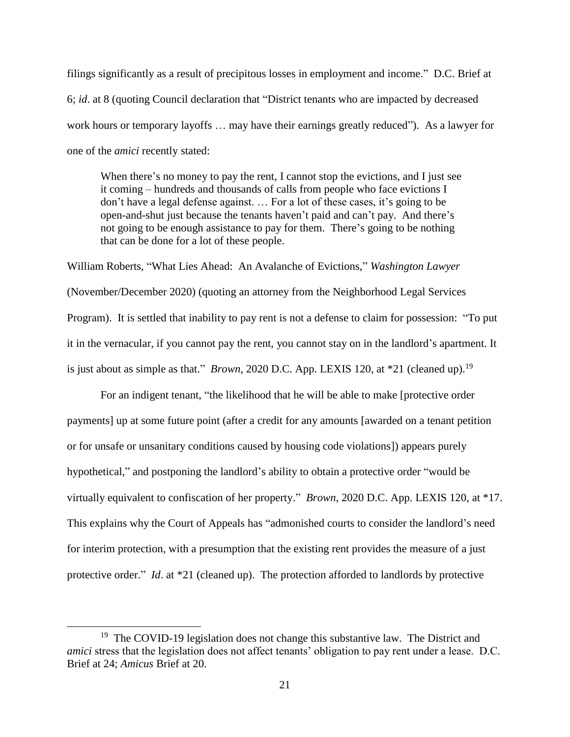filings significantly as a result of precipitous losses in employment and income." D.C. Brief at 6; *id*. at 8 (quoting Council declaration that "District tenants who are impacted by decreased work hours or temporary layoffs … may have their earnings greatly reduced"). As a lawyer for one of the *amici* recently stated:

> When there's no money to pay the rent, I cannot stop the evictions, and I just see it coming – hundreds and thousands of calls from people who face evictions I don't have a legal defense against. … For a lot of these cases, it's going to be open-and-shut just because the tenants haven't paid and can't pay. And there's not going to be enough assistance to pay for them. There's going to be nothing that can be done for a lot of these people.

William Roberts, "What Lies Ahead: An Avalanche of Evictions," *Washington Lawyer* (November/December 2020) (quoting an attorney from the Neighborhood Legal Services Program). It is settled that inability to pay rent is not a defense to claim for possession: "To put it in the vernacular, if you cannot pay the rent, you cannot stay on in the landlord's apartment. It is just about as simple as that." *Brown*, 2020 D.C. App. LEXIS 120, at *21 (cleaned up).[19]

For an indigent tenant, "the likelihood that he will be able to make [protective order payments] up at some future point (after a credit for any amounts [awarded on a tenant petition or for unsafe or unsanitary conditions caused by housing code violations]) appears purely hypothetical," and postponing the landlord's ability to obtain a protective order "would be virtually equivalent to confiscation of her property." *Brown*, 2020 D.C. App. LEXIS 120, at *17. This explains why the Court of Appeals has "admonished courts to consider the landlord's need for interim protection, with a presumption that the existing rent provides the measure of a just protective order." *Id*. at *21 (cleaned up). The protection afforded to landlords by protective

---

[19] The COVID-19 legislation does not change this substantive law. The District and *amici* stress that the legislation does not affect tenants' obligation to pay rent under a lease. D.C. Brief at 24; *Amicus* Brief at 20.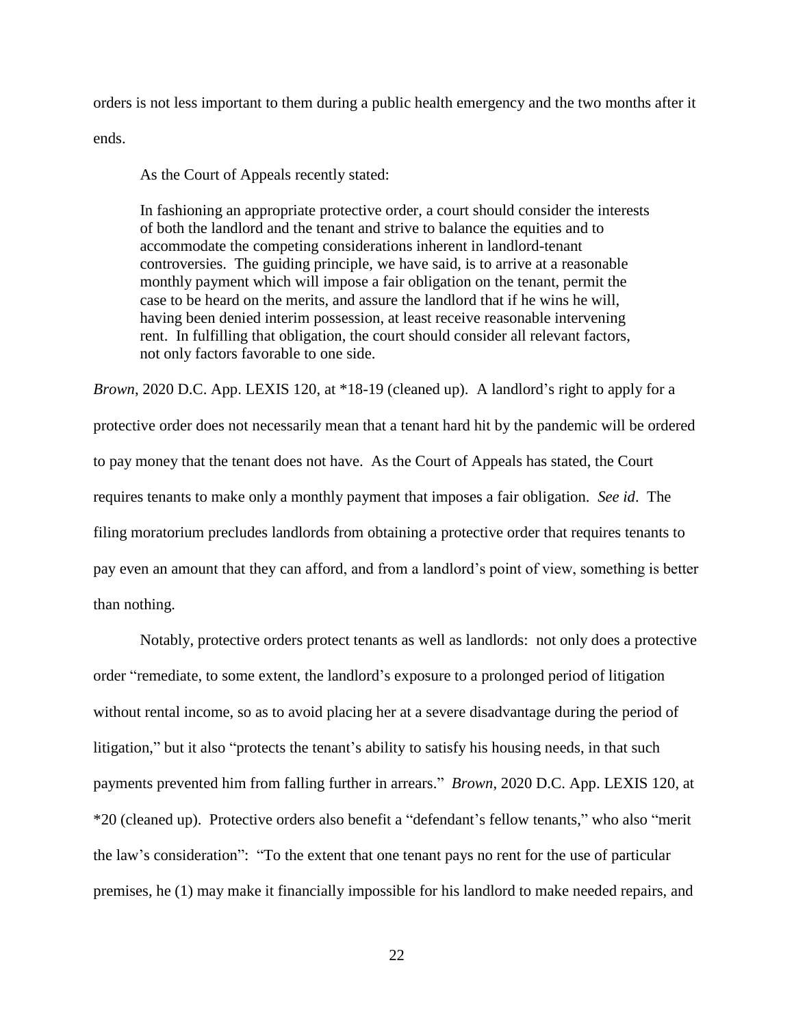orders is not less important to them during a public health emergency and the two months after it ends.

As the Court of Appeals recently stated:

> In fashioning an appropriate protective order, a court should consider the interests of both the landlord and the tenant and strive to balance the equities and to accommodate the competing considerations inherent in landlord-tenant controversies. The guiding principle, we have said, is to arrive at a reasonable monthly payment which will impose a fair obligation on the tenant, permit the case to be heard on the merits, and assure the landlord that if he wins he will, having been denied interim possession, at least receive reasonable intervening rent. In fulfilling that obligation, the court should consider all relevant factors, not only factors favorable to one side.

*Brown*, 2020 D.C. App. LEXIS 120, at *18-19 (cleaned up). A landlord's right to apply for a protective order does not necessarily mean that a tenant hard hit by the pandemic will be ordered to pay money that the tenant does not have. As the Court of Appeals has stated, the Court requires tenants to make only a monthly payment that imposes a fair obligation. *See id*. The filing moratorium precludes landlords from obtaining a protective order that requires tenants to pay even an amount that they can afford, and from a landlord's point of view, something is better than nothing.

Notably, protective orders protect tenants as well as landlords: not only does a protective order "remediate, to some extent, the landlord's exposure to a prolonged period of litigation without rental income, so as to avoid placing her at a severe disadvantage during the period of litigation," but it also "protects the tenant's ability to satisfy his housing needs, in that such payments prevented him from falling further in arrears." *Brown*, 2020 D.C. App. LEXIS 120, at *20 (cleaned up). Protective orders also benefit a "defendant's fellow tenants," who also "merit the law's consideration": "To the extent that one tenant pays no rent for the use of particular premises, he (1) may make it financially impossible for his landlord to make needed repairs, and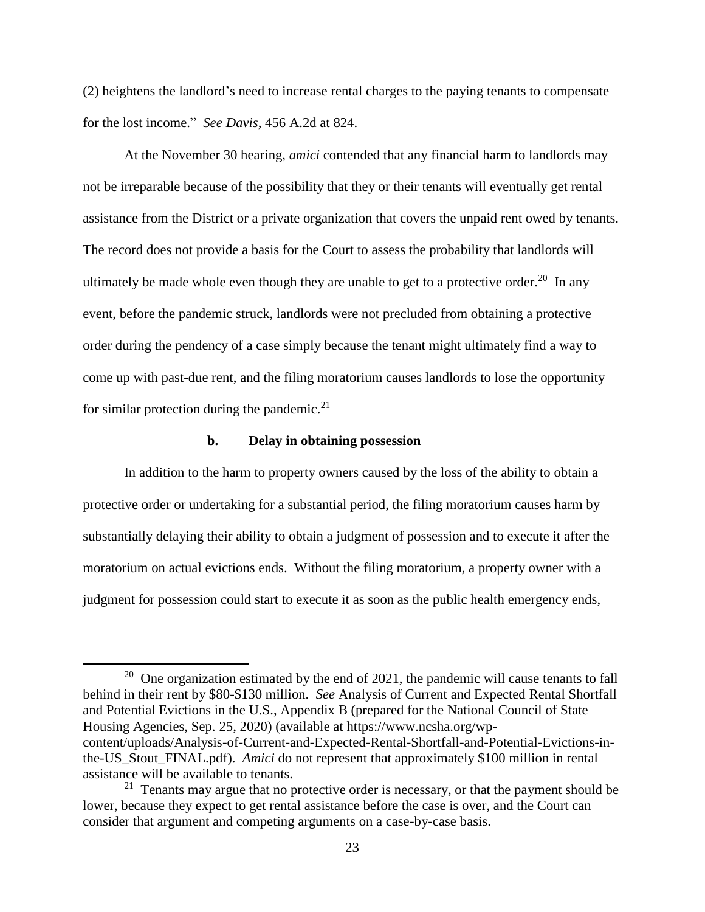(2) heightens the landlord's need to increase rental charges to the paying tenants to compensate for the lost income." *See Davis*, 456 A.2d at 824.

At the November 30 hearing, *amici* contended that any financial harm to landlords may not be irreparable because of the possibility that they or their tenants will eventually get rental assistance from the District or a private organization that covers the unpaid rent owed by tenants. The record does not provide a basis for the Court to assess the probability that landlords will ultimately be made whole even though they are unable to get to a protective order.[20] In any event, before the pandemic struck, landlords were not precluded from obtaining a protective order during the pendency of a case simply because the tenant might ultimately find a way to come up with past-due rent, and the filing moratorium causes landlords to lose the opportunity for similar protection during the pandemic.[21]

#### b. Delay in obtaining possession

In addition to the harm to property owners caused by the loss of the ability to obtain a protective order or undertaking for a substantial period, the filing moratorium causes harm by substantially delaying their ability to obtain a judgment of possession and to execute it after the moratorium on actual evictions ends. Without the filing moratorium, a property owner with a judgment for possession could start to execute it as soon as the public health emergency ends,

---

[20] One organization estimated by the end of 2021, the pandemic will cause tenants to fall behind in their rent by $80-$130 million. *See* Analysis of Current and Expected Rental Shortfall and Potential Evictions in the U.S., Appendix B (prepared for the National Council of State Housing Agencies, Sep. 25, 2020) (available at https://www.ncsha.org/wp-content/uploads/Analysis-of-Current-and-Expected-Rental-Shortfall-and-Potential-Evictions-in-the-US_Stout_FINAL.pdf). *Amici* do not represent that approximately $100 million in rental assistance will be available to tenants.

[21] Tenants may argue that no protective order is necessary, or that the payment should be lower, because they expect to get rental assistance before the case is over, and the Court can consider that argument and competing arguments on a case-by-case basis.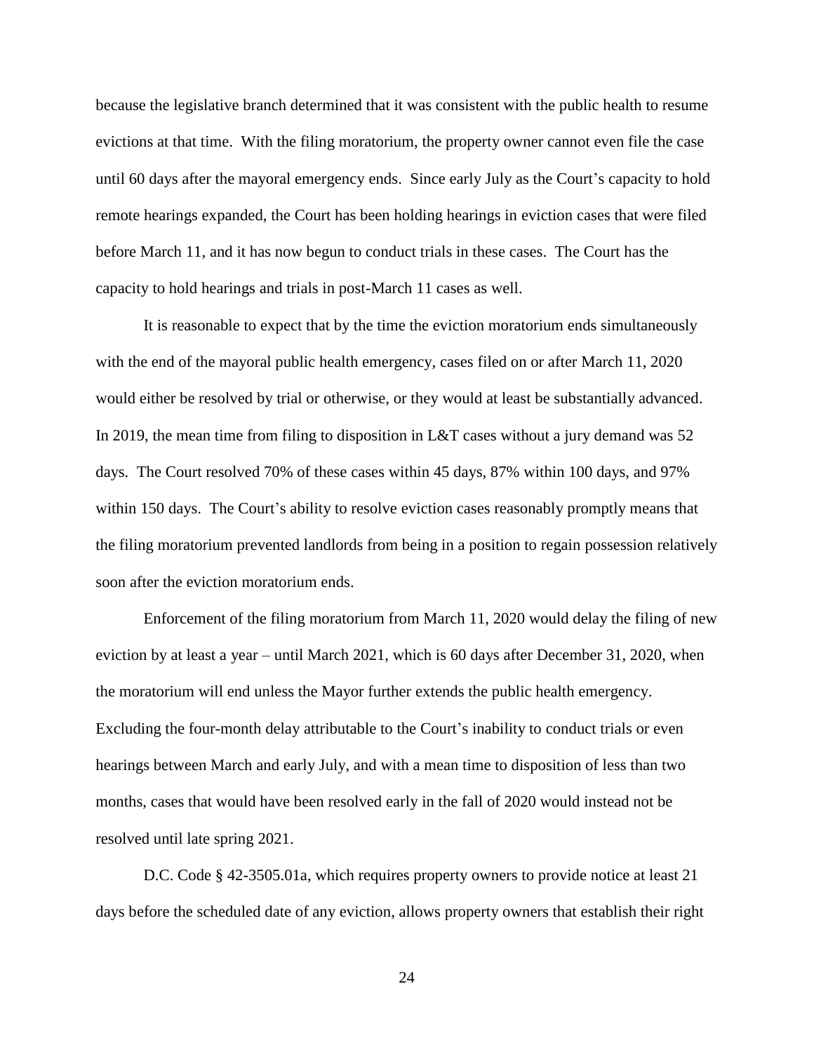because the legislative branch determined that it was consistent with the public health to resume evictions at that time. With the filing moratorium, the property owner cannot even file the case until 60 days after the mayoral emergency ends. Since early July as the Court's capacity to hold remote hearings expanded, the Court has been holding hearings in eviction cases that were filed before March 11, and it has now begun to conduct trials in these cases. The Court has the capacity to hold hearings and trials in post-March 11 cases as well.

It is reasonable to expect that by the time the eviction moratorium ends simultaneously with the end of the mayoral public health emergency, cases filed on or after March 11, 2020 would either be resolved by trial or otherwise, or they would at least be substantially advanced. In 2019, the mean time from filing to disposition in L&T cases without a jury demand was 52 days. The Court resolved 70% of these cases within 45 days, 87% within 100 days, and 97% within 150 days. The Court's ability to resolve eviction cases reasonably promptly means that the filing moratorium prevented landlords from being in a position to regain possession relatively soon after the eviction moratorium ends.

Enforcement of the filing moratorium from March 11, 2020 would delay the filing of new eviction by at least a year – until March 2021, which is 60 days after December 31, 2020, when the moratorium will end unless the Mayor further extends the public health emergency. Excluding the four-month delay attributable to the Court's inability to conduct trials or even hearings between March and early July, and with a mean time to disposition of less than two months, cases that would have been resolved early in the fall of 2020 would instead not be resolved until late spring 2021.

D.C. Code § 42-3505.01a, which requires property owners to provide notice at least 21 days before the scheduled date of any eviction, allows property owners that establish their right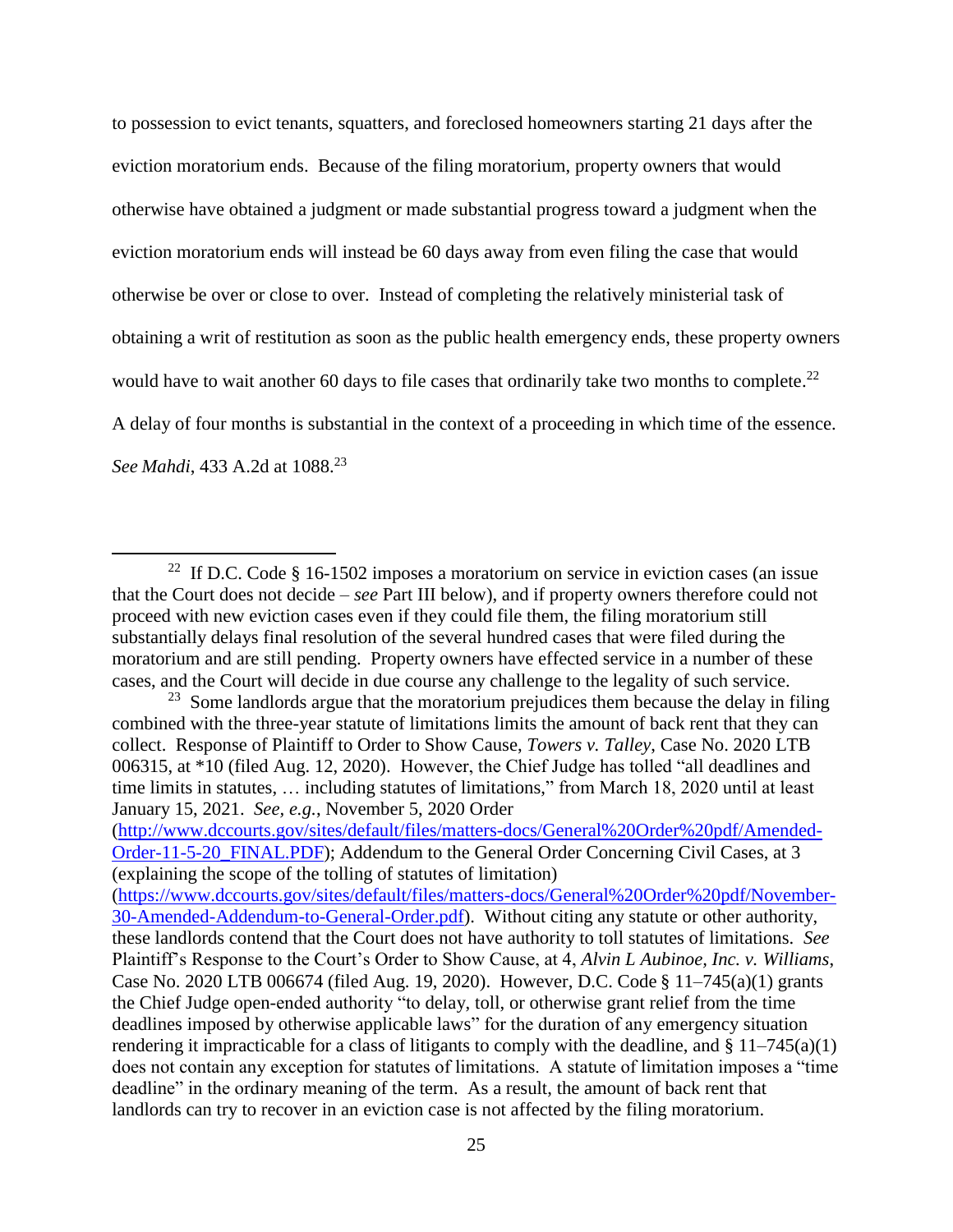to possession to evict tenants, squatters, and foreclosed homeowners starting 21 days after the eviction moratorium ends. Because of the filing moratorium, property owners that would otherwise have obtained a judgment or made substantial progress toward a judgment when the eviction moratorium ends will instead be 60 days away from even filing the case that would otherwise be over or close to over. Instead of completing the relatively ministerial task of obtaining a writ of restitution as soon as the public health emergency ends, these property owners would have to wait another 60 days to file cases that ordinarily take two months to complete.[22] A delay of four months is substantial in the context of a proceeding in which time of the essence. *See Mahdi*, 433 A.2d at 1088.[23]

---

[22] If D.C. Code § 16-1502 imposes a moratorium on service in eviction cases (an issue that the Court does not decide – *see* Part III below), and if property owners therefore could not proceed with new eviction cases even if they could file them, the filing moratorium still substantially delays final resolution of the several hundred cases that were filed during the moratorium and are still pending. Property owners have effected service in a number of these cases, and the Court will decide in due course any challenge to the legality of such service.

[23] Some landlords argue that the moratorium prejudices them because the delay in filing combined with the three-year statute of limitations limits the amount of back rent that they can collect. Response of Plaintiff to Order to Show Cause, *Towers v. Talley*, Case No. 2020 LTB 006315, at *10 (filed Aug. 12, 2020). However, the Chief Judge has tolled "all deadlines and time limits in statutes, … including statutes of limitations," from March 18, 2020 until at least January 15, 2021. *See, e.g.*, November 5, 2020 Order (http://www.dccourts.gov/sites/default/files/matters-docs/General%20Order%20pdf/Amended-Order-11-5-20_FINAL.PDF); Addendum to the General Order Concerning Civil Cases, at 3 (explaining the scope of the tolling of statutes of limitation) (https://www.dccourts.gov/sites/default/files/matters-docs/General%20Order%20pdf/November-30-Amended-Addendum-to-General-Order.pdf). Without citing any statute or other authority, these landlords contend that the Court does not have authority to toll statutes of limitations. *See* Plaintiff's Response to the Court's Order to Show Cause, at 4, *Alvin L Aubinoe, Inc. v. Williams*, Case No. 2020 LTB 006674 (filed Aug. 19, 2020). However, D.C. Code § 11–745(a)(1) grants the Chief Judge open-ended authority "to delay, toll, or otherwise grant relief from the time deadlines imposed by otherwise applicable laws" for the duration of any emergency situation rendering it impracticable for a class of litigants to comply with the deadline, and § 11–745(a)(1) does not contain any exception for statutes of limitations. A statute of limitation imposes a "time deadline" in the ordinary meaning of the term. As a result, the amount of back rent that landlords can try to recover in an eviction case is not affected by the filing moratorium.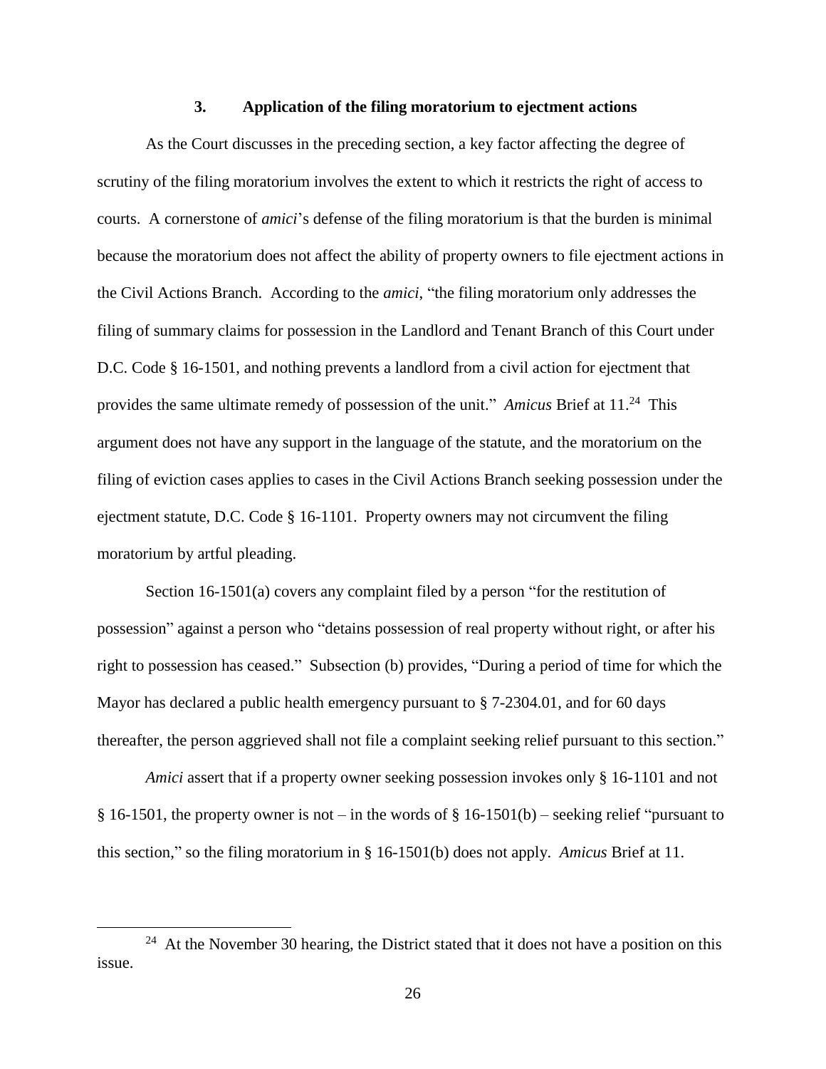### 3. Application of the filing moratorium to ejectment actions

As the Court discusses in the preceding section, a key factor affecting the degree of scrutiny of the filing moratorium involves the extent to which it restricts the right of access to courts. A cornerstone of *amici*'s defense of the filing moratorium is that the burden is minimal because the moratorium does not affect the ability of property owners to file ejectment actions in the Civil Actions Branch. According to the *amici*, "the filing moratorium only addresses the filing of summary claims for possession in the Landlord and Tenant Branch of this Court under D.C. Code § 16-1501, and nothing prevents a landlord from a civil action for ejectment that provides the same ultimate remedy of possession of the unit." *Amicus* Brief at 11.[24] This argument does not have any support in the language of the statute, and the moratorium on the filing of eviction cases applies to cases in the Civil Actions Branch seeking possession under the ejectment statute, D.C. Code § 16-1101. Property owners may not circumvent the filing moratorium by artful pleading.

Section 16-1501(a) covers any complaint filed by a person "for the restitution of possession" against a person who "detains possession of real property without right, or after his right to possession has ceased." Subsection (b) provides, "During a period of time for which the Mayor has declared a public health emergency pursuant to § 7-2304.01, and for 60 days thereafter, the person aggrieved shall not file a complaint seeking relief pursuant to this section."

*Amici* assert that if a property owner seeking possession invokes only § 16-1101 and not § 16-1501, the property owner is not – in the words of § 16-1501(b) – seeking relief "pursuant to this section," so the filing moratorium in § 16-1501(b) does not apply. *Amicus* Brief at 11.

---

[24] At the November 30 hearing, the District stated that it does not have a position on this issue.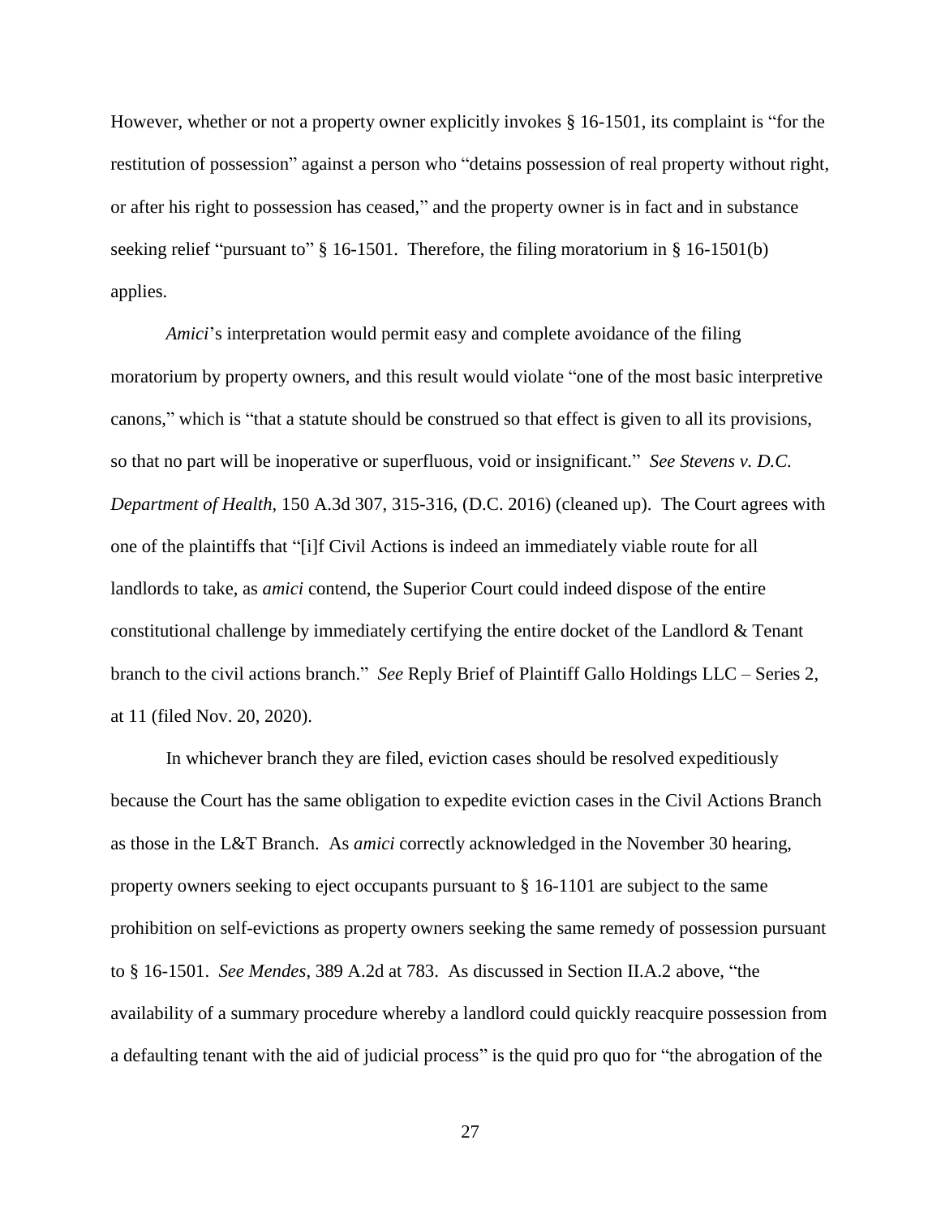However, whether or not a property owner explicitly invokes § 16-1501, its complaint is "for the restitution of possession" against a person who "detains possession of real property without right, or after his right to possession has ceased," and the property owner is in fact and in substance seeking relief "pursuant to" § 16-1501. Therefore, the filing moratorium in § 16-1501(b) applies.

*Amici*'s interpretation would permit easy and complete avoidance of the filing moratorium by property owners, and this result would violate "one of the most basic interpretive canons," which is "that a statute should be construed so that effect is given to all its provisions, so that no part will be inoperative or superfluous, void or insignificant." *See Stevens v. D.C. Department of Health*, 150 A.3d 307, 315-316, (D.C. 2016) (cleaned up). The Court agrees with one of the plaintiffs that "[i]f Civil Actions is indeed an immediately viable route for all landlords to take, as *amici* contend, the Superior Court could indeed dispose of the entire constitutional challenge by immediately certifying the entire docket of the Landlord & Tenant branch to the civil actions branch." *See* Reply Brief of Plaintiff Gallo Holdings LLC – Series 2, at 11 (filed Nov. 20, 2020).

In whichever branch they are filed, eviction cases should be resolved expeditiously because the Court has the same obligation to expedite eviction cases in the Civil Actions Branch as those in the L&T Branch. As *amici* correctly acknowledged in the November 30 hearing, property owners seeking to eject occupants pursuant to § 16-1101 are subject to the same prohibition on self-evictions as property owners seeking the same remedy of possession pursuant to § 16-1501. *See Mendes*, 389 A.2d at 783. As discussed in Section II.A.2 above, "the availability of a summary procedure whereby a landlord could quickly reacquire possession from a defaulting tenant with the aid of judicial process" is the quid pro quo for "the abrogation of the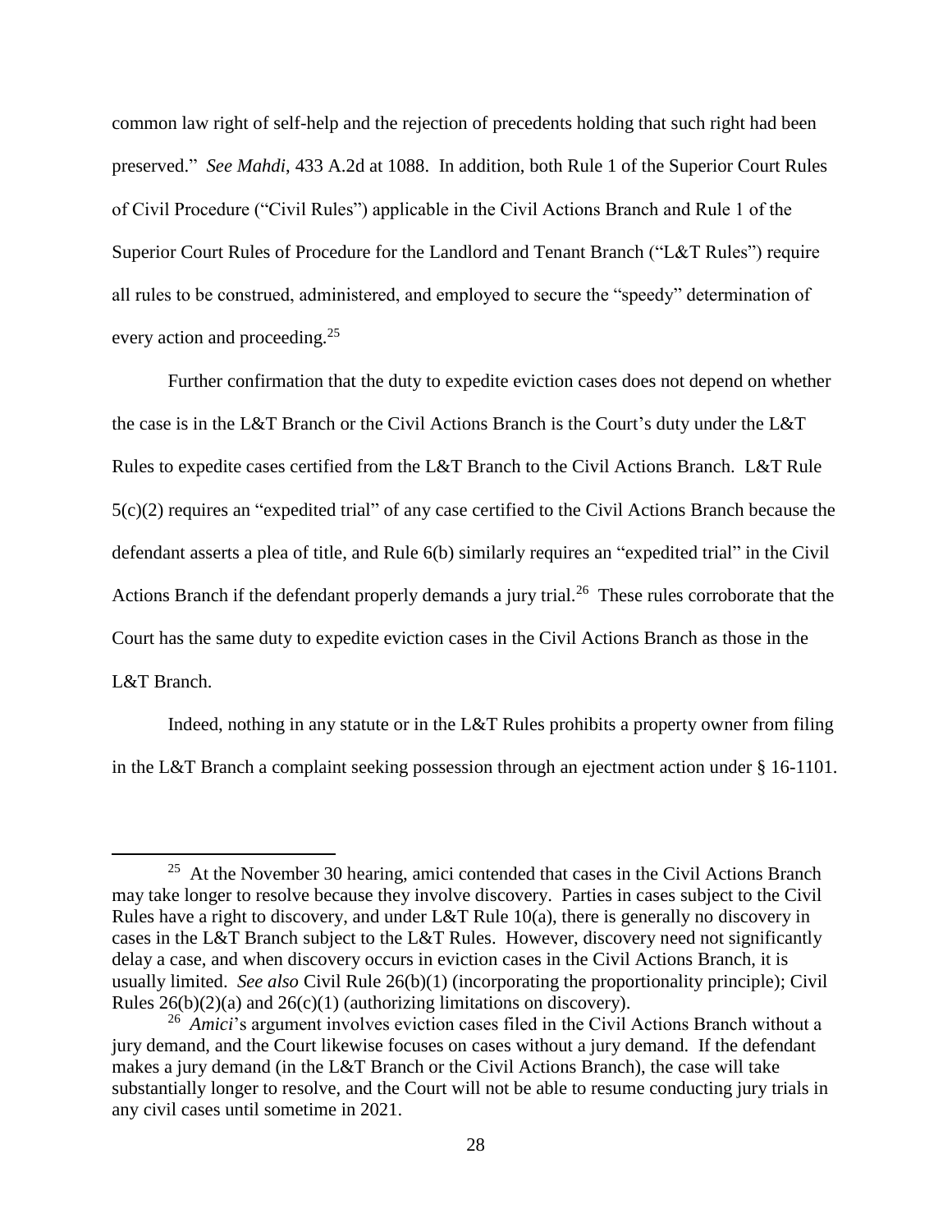common law right of self-help and the rejection of precedents holding that such right had been preserved." *See Mahdi*, 433 A.2d at 1088. In addition, both Rule 1 of the Superior Court Rules of Civil Procedure ("Civil Rules") applicable in the Civil Actions Branch and Rule 1 of the Superior Court Rules of Procedure for the Landlord and Tenant Branch ("L&T Rules") require all rules to be construed, administered, and employed to secure the "speedy" determination of every action and proceeding.[25]

Further confirmation that the duty to expedite eviction cases does not depend on whether the case is in the L&T Branch or the Civil Actions Branch is the Court's duty under the L&T Rules to expedite cases certified from the L&T Branch to the Civil Actions Branch. L&T Rule 5(c)(2) requires an "expedited trial" of any case certified to the Civil Actions Branch because the defendant asserts a plea of title, and Rule 6(b) similarly requires an "expedited trial" in the Civil Actions Branch if the defendant properly demands a jury trial.[26] These rules corroborate that the Court has the same duty to expedite eviction cases in the Civil Actions Branch as those in the L&T Branch.

Indeed, nothing in any statute or in the L&T Rules prohibits a property owner from filing in the L&T Branch a complaint seeking possession through an ejectment action under § 16-1101.

---

[25] At the November 30 hearing, amici contended that cases in the Civil Actions Branch may take longer to resolve because they involve discovery. Parties in cases subject to the Civil Rules have a right to discovery, and under L&T Rule 10(a), there is generally no discovery in cases in the L&T Branch subject to the L&T Rules. However, discovery need not significantly delay a case, and when discovery occurs in eviction cases in the Civil Actions Branch, it is usually limited. *See also* Civil Rule 26(b)(1) (incorporating the proportionality principle); Civil Rules 26(b)(2)(a) and 26(c)(1) (authorizing limitations on discovery).

[26] *Amici*'s argument involves eviction cases filed in the Civil Actions Branch without a jury demand, and the Court likewise focuses on cases without a jury demand. If the defendant makes a jury demand (in the L&T Branch or the Civil Actions Branch), the case will take substantially longer to resolve, and the Court will not be able to resume conducting jury trials in any civil cases until sometime in 2021.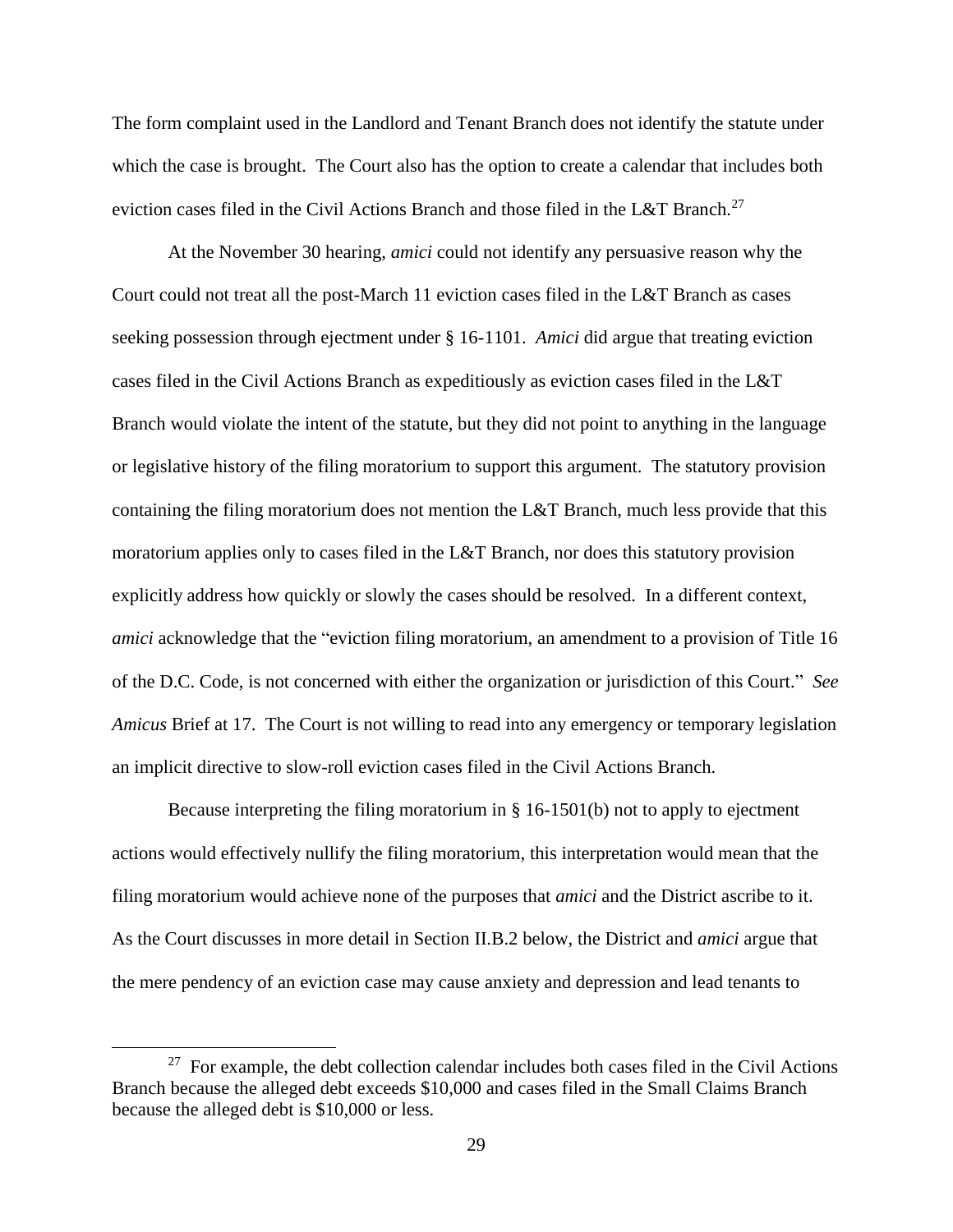The form complaint used in the Landlord and Tenant Branch does not identify the statute under which the case is brought. The Court also has the option to create a calendar that includes both eviction cases filed in the Civil Actions Branch and those filed in the L&T Branch.[27]

At the November 30 hearing, *amici* could not identify any persuasive reason why the Court could not treat all the post-March 11 eviction cases filed in the L&T Branch as cases seeking possession through ejectment under § 16-1101. *Amici* did argue that treating eviction cases filed in the Civil Actions Branch as expeditiously as eviction cases filed in the L&T Branch would violate the intent of the statute, but they did not point to anything in the language or legislative history of the filing moratorium to support this argument. The statutory provision containing the filing moratorium does not mention the L&T Branch, much less provide that this moratorium applies only to cases filed in the L&T Branch, nor does this statutory provision explicitly address how quickly or slowly the cases should be resolved. In a different context, *amici* acknowledge that the "eviction filing moratorium, an amendment to a provision of Title 16 of the D.C. Code, is not concerned with either the organization or jurisdiction of this Court." *See Amicus* Brief at 17. The Court is not willing to read into any emergency or temporary legislation an implicit directive to slow-roll eviction cases filed in the Civil Actions Branch.

Because interpreting the filing moratorium in § 16-1501(b) not to apply to ejectment actions would effectively nullify the filing moratorium, this interpretation would mean that the filing moratorium would achieve none of the purposes that *amici* and the District ascribe to it. As the Court discusses in more detail in Section II.B.2 below, the District and *amici* argue that the mere pendency of an eviction case may cause anxiety and depression and lead tenants to

---

[27] For example, the debt collection calendar includes both cases filed in the Civil Actions Branch because the alleged debt exceeds $10,000 and cases filed in the Small Claims Branch because the alleged debt is $10,000 or less.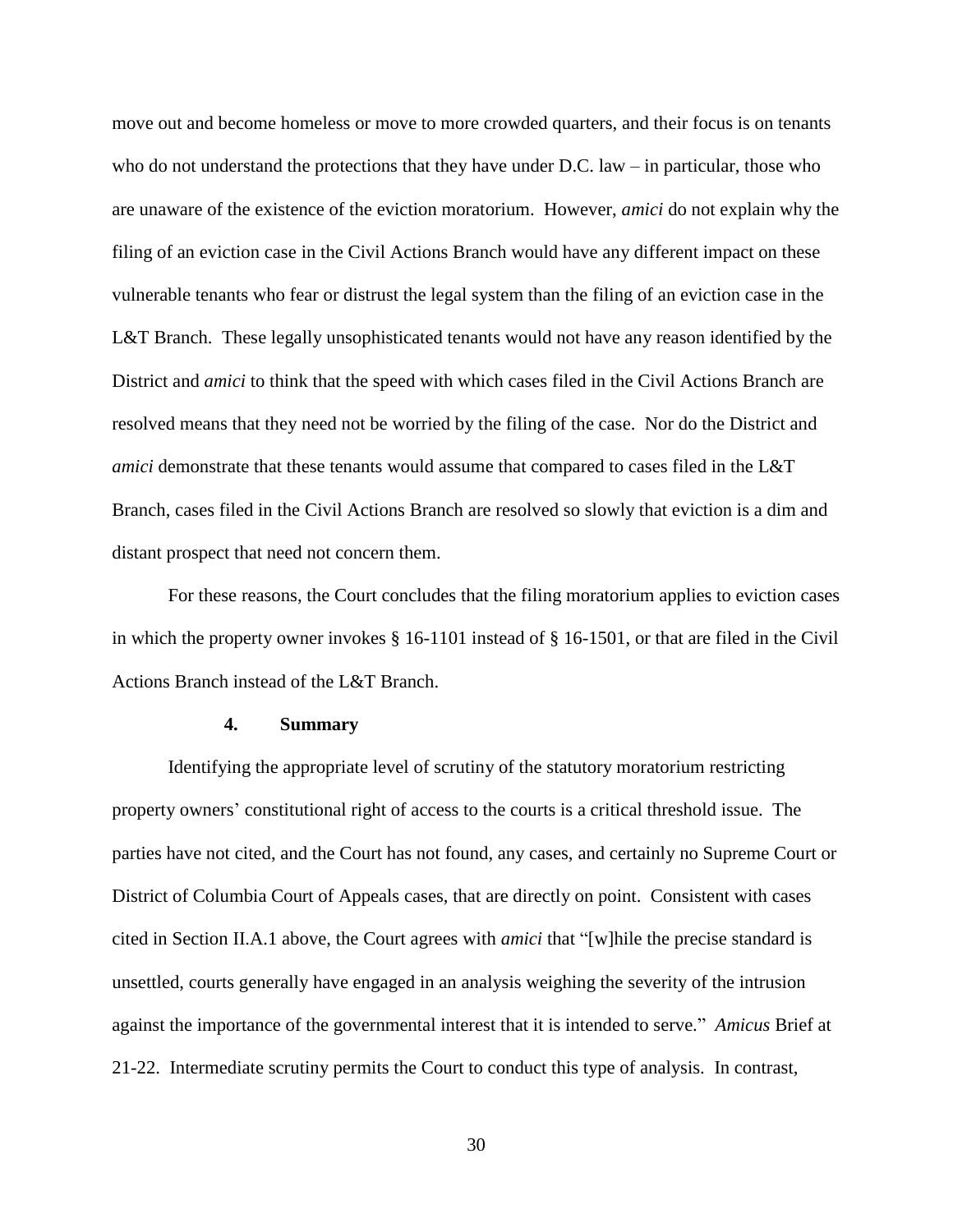move out and become homeless or move to more crowded quarters, and their focus is on tenants who do not understand the protections that they have under D.C. law – in particular, those who are unaware of the existence of the eviction moratorium. However, *amici* do not explain why the filing of an eviction case in the Civil Actions Branch would have any different impact on these vulnerable tenants who fear or distrust the legal system than the filing of an eviction case in the L&T Branch. These legally unsophisticated tenants would not have any reason identified by the District and *amici* to think that the speed with which cases filed in the Civil Actions Branch are resolved means that they need not be worried by the filing of the case. Nor do the District and *amici* demonstrate that these tenants would assume that compared to cases filed in the L&T Branch, cases filed in the Civil Actions Branch are resolved so slowly that eviction is a dim and distant prospect that need not concern them.

For these reasons, the Court concludes that the filing moratorium applies to eviction cases in which the property owner invokes § 16-1101 instead of § 16-1501, or that are filed in the Civil Actions Branch instead of the L&T Branch.

#### 4. Summary

Identifying the appropriate level of scrutiny of the statutory moratorium restricting property owners' constitutional right of access to the courts is a critical threshold issue. The parties have not cited, and the Court has not found, any cases, and certainly no Supreme Court or District of Columbia Court of Appeals cases, that are directly on point. Consistent with cases cited in Section II.A.1 above, the Court agrees with *amici* that "[w]hile the precise standard is unsettled, courts generally have engaged in an analysis weighing the severity of the intrusion against the importance of the governmental interest that it is intended to serve." *Amicus* Brief at 21-22. Intermediate scrutiny permits the Court to conduct this type of analysis. In contrast,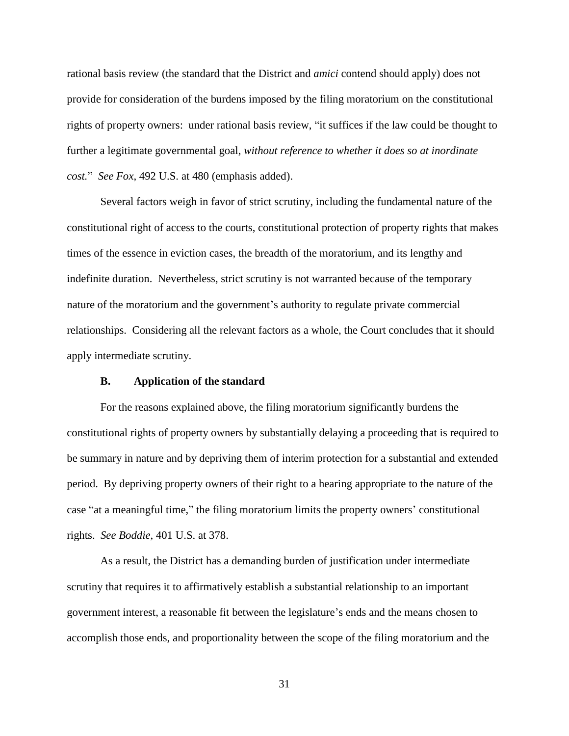rational basis review (the standard that the District and *amici* contend should apply) does not provide for consideration of the burdens imposed by the filing moratorium on the constitutional rights of property owners: under rational basis review, "it suffices if the law could be thought to further a legitimate governmental goal, *without reference to whether it does so at inordinate cost.*" *See Fox*, 492 U.S. at 480 (emphasis added).

Several factors weigh in favor of strict scrutiny, including the fundamental nature of the constitutional right of access to the courts, constitutional protection of property rights that makes times of the essence in eviction cases, the breadth of the moratorium, and its lengthy and indefinite duration. Nevertheless, strict scrutiny is not warranted because of the temporary nature of the moratorium and the government's authority to regulate private commercial relationships. Considering all the relevant factors as a whole, the Court concludes that it should apply intermediate scrutiny.

### B. Application of the standard

For the reasons explained above, the filing moratorium significantly burdens the constitutional rights of property owners by substantially delaying a proceeding that is required to be summary in nature and by depriving them of interim protection for a substantial and extended period. By depriving property owners of their right to a hearing appropriate to the nature of the case "at a meaningful time," the filing moratorium limits the property owners' constitutional rights. *See Boddie*, 401 U.S. at 378.

As a result, the District has a demanding burden of justification under intermediate scrutiny that requires it to affirmatively establish a substantial relationship to an important government interest, a reasonable fit between the legislature's ends and the means chosen to accomplish those ends, and proportionality between the scope of the filing moratorium and the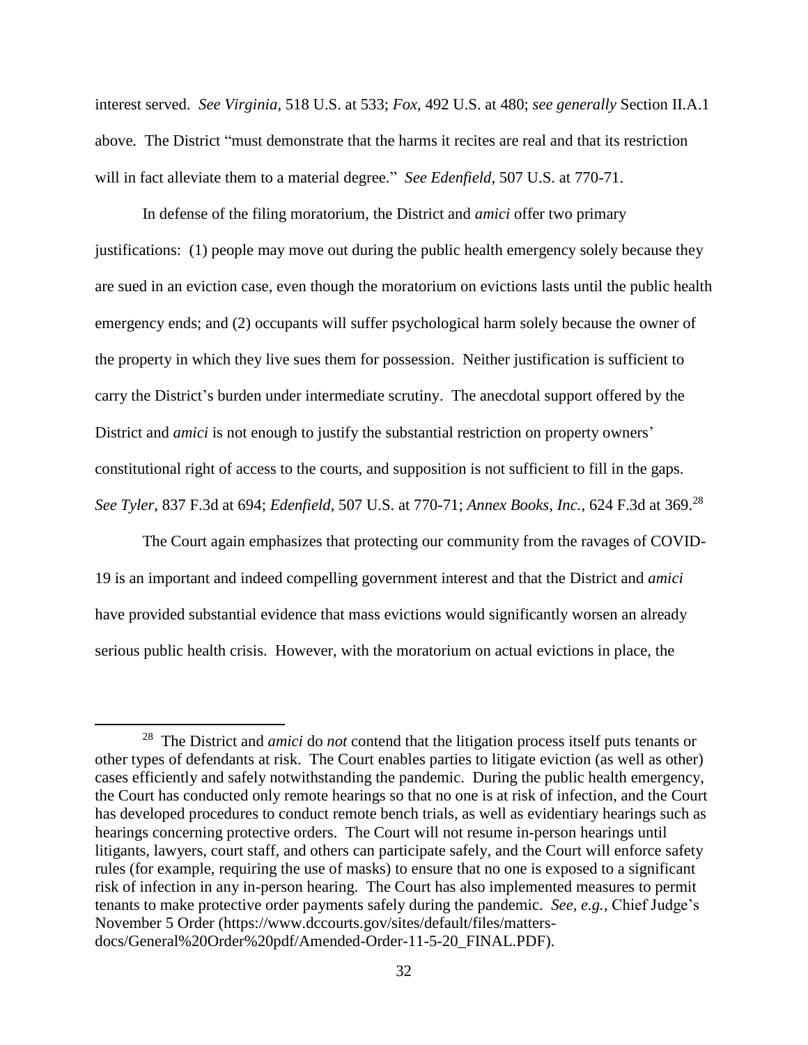interest served. *See Virginia*, 518 U.S. at 533; *Fox*, 492 U.S. at 480; *see generally* Section II.A.1 above. The District "must demonstrate that the harms it recites are real and that its restriction will in fact alleviate them to a material degree." *See Edenfield*, 507 U.S. at 770-71.

In defense of the filing moratorium, the District and *amici* offer two primary justifications: (1) people may move out during the public health emergency solely because they are sued in an eviction case, even though the moratorium on evictions lasts until the public health emergency ends; and (2) occupants will suffer psychological harm solely because the owner of the property in which they live sues them for possession. Neither justification is sufficient to carry the District's burden under intermediate scrutiny. The anecdotal support offered by the District and *amici* is not enough to justify the substantial restriction on property owners' constitutional right of access to the courts, and supposition is not sufficient to fill in the gaps. *See Tyler*, 837 F.3d at 694; *Edenfield*, 507 U.S. at 770-71; *Annex Books, Inc.*, 624 F.3d at 369.[28]

The Court again emphasizes that protecting our community from the ravages of COVID-19 is an important and indeed compelling government interest and that the District and *amici* have provided substantial evidence that mass evictions would significantly worsen an already serious public health crisis. However, with the moratorium on actual evictions in place, the

---

[28] The District and *amici* do *not* contend that the litigation process itself puts tenants or other types of defendants at risk. The Court enables parties to litigate eviction (as well as other) cases efficiently and safely notwithstanding the pandemic. During the public health emergency, the Court has conducted only remote hearings so that no one is at risk of infection, and the Court has developed procedures to conduct remote bench trials, as well as evidentiary hearings such as hearings concerning protective orders. The Court will not resume in-person hearings until litigants, lawyers, court staff, and others can participate safely, and the Court will enforce safety rules (for example, requiring the use of masks) to ensure that no one is exposed to a significant risk of infection in any in-person hearing. The Court has also implemented measures to permit tenants to make protective order payments safely during the pandemic. *See, e.g.*, Chief Judge's November 5 Order (https://www.dccourts.gov/sites/default/files/matters-docs/General%20Order%20pdf/Amended-Order-11-5-20_FINAL.PDF).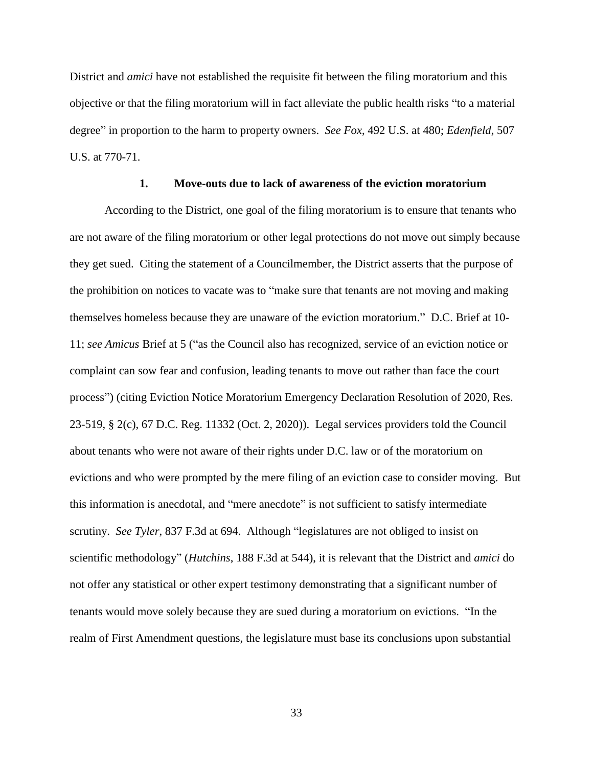District and *amici* have not established the requisite fit between the filing moratorium and this objective or that the filing moratorium will in fact alleviate the public health risks "to a material degree" in proportion to the harm to property owners. *See Fox*, 492 U.S. at 480; *Edenfield*, 507 U.S. at 770-71.

### 1. Move-outs due to lack of awareness of the eviction moratorium

According to the District, one goal of the filing moratorium is to ensure that tenants who are not aware of the filing moratorium or other legal protections do not move out simply because they get sued. Citing the statement of a Councilmember, the District asserts that the purpose of the prohibition on notices to vacate was to "make sure that tenants are not moving and making themselves homeless because they are unaware of the eviction moratorium." D.C. Brief at 10-11; *see Amicus* Brief at 5 ("as the Council also has recognized, service of an eviction notice or complaint can sow fear and confusion, leading tenants to move out rather than face the court process") (citing Eviction Notice Moratorium Emergency Declaration Resolution of 2020, Res. 23-519, § 2(c), 67 D.C. Reg. 11332 (Oct. 2, 2020)). Legal services providers told the Council about tenants who were not aware of their rights under D.C. law or of the moratorium on evictions and who were prompted by the mere filing of an eviction case to consider moving. But this information is anecdotal, and "mere anecdote" is not sufficient to satisfy intermediate scrutiny. *See Tyler*, 837 F.3d at 694. Although "legislatures are not obliged to insist on scientific methodology" (*Hutchins*, 188 F.3d at 544), it is relevant that the District and *amici* do not offer any statistical or other expert testimony demonstrating that a significant number of tenants would move solely because they are sued during a moratorium on evictions. "In the realm of First Amendment questions, the legislature must base its conclusions upon substantial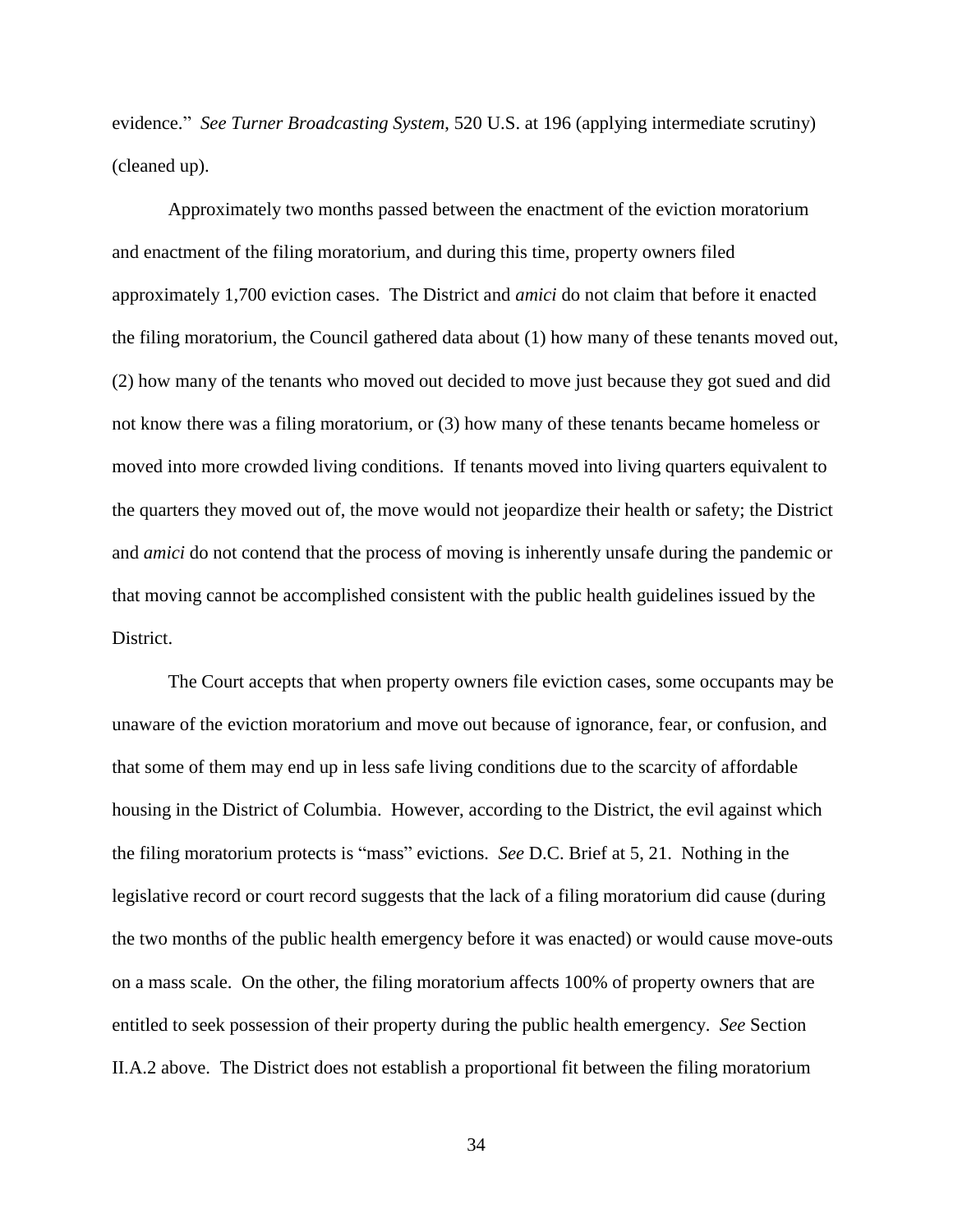evidence." *See Turner Broadcasting System*, 520 U.S. at 196 (applying intermediate scrutiny) (cleaned up).

Approximately two months passed between the enactment of the eviction moratorium and enactment of the filing moratorium, and during this time, property owners filed approximately 1,700 eviction cases. The District and *amici* do not claim that before it enacted the filing moratorium, the Council gathered data about (1) how many of these tenants moved out, (2) how many of the tenants who moved out decided to move just because they got sued and did not know there was a filing moratorium, or (3) how many of these tenants became homeless or moved into more crowded living conditions. If tenants moved into living quarters equivalent to the quarters they moved out of, the move would not jeopardize their health or safety; the District and *amici* do not contend that the process of moving is inherently unsafe during the pandemic or that moving cannot be accomplished consistent with the public health guidelines issued by the District.

The Court accepts that when property owners file eviction cases, some occupants may be unaware of the eviction moratorium and move out because of ignorance, fear, or confusion, and that some of them may end up in less safe living conditions due to the scarcity of affordable housing in the District of Columbia. However, according to the District, the evil against which the filing moratorium protects is "mass" evictions. *See* D.C. Brief at 5, 21. Nothing in the legislative record or court record suggests that the lack of a filing moratorium did cause (during the two months of the public health emergency before it was enacted) or would cause move-outs on a mass scale. On the other, the filing moratorium affects 100% of property owners that are entitled to seek possession of their property during the public health emergency. *See* Section II.A.2 above. The District does not establish a proportional fit between the filing moratorium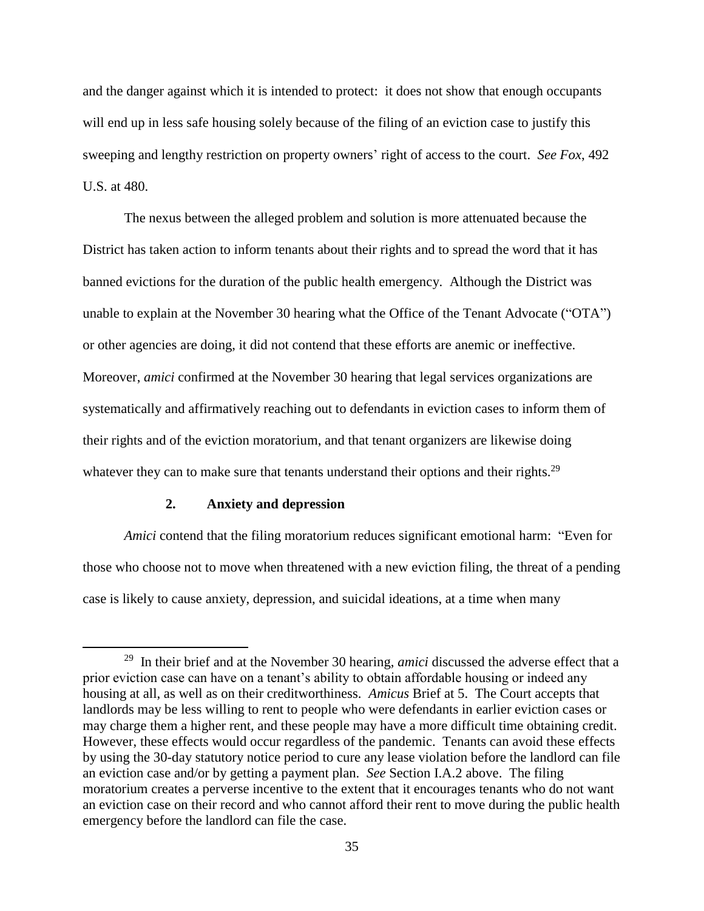and the danger against which it is intended to protect: it does not show that enough occupants will end up in less safe housing solely because of the filing of an eviction case to justify this sweeping and lengthy restriction on property owners' right of access to the court. *See Fox*, 492 U.S. at 480.

The nexus between the alleged problem and solution is more attenuated because the District has taken action to inform tenants about their rights and to spread the word that it has banned evictions for the duration of the public health emergency. Although the District was unable to explain at the November 30 hearing what the Office of the Tenant Advocate ("OTA") or other agencies are doing, it did not contend that these efforts are anemic or ineffective. Moreover, *amici* confirmed at the November 30 hearing that legal services organizations are systematically and affirmatively reaching out to defendants in eviction cases to inform them of their rights and of the eviction moratorium, and that tenant organizers are likewise doing whatever they can to make sure that tenants understand their options and their rights.[29]

**2. Anxiety and depression**

*Amici* contend that the filing moratorium reduces significant emotional harm: "Even for those who choose not to move when threatened with a new eviction filing, the threat of a pending case is likely to cause anxiety, depression, and suicidal ideations, at a time when many

---

[29] In their brief and at the November 30 hearing, *amici* discussed the adverse effect that a prior eviction case can have on a tenant's ability to obtain affordable housing or indeed any housing at all, as well as on their creditworthiness. *Amicus* Brief at 5. The Court accepts that landlords may be less willing to rent to people who were defendants in earlier eviction cases or may charge them a higher rent, and these people may have a more difficult time obtaining credit. However, these effects would occur regardless of the pandemic. Tenants can avoid these effects by using the 30-day statutory notice period to cure any lease violation before the landlord can file an eviction case and/or by getting a payment plan. *See* Section I.A.2 above. The filing moratorium creates a perverse incentive to the extent that it encourages tenants who do not want an eviction case on their record and who cannot afford their rent to move during the public health emergency before the landlord can file the case.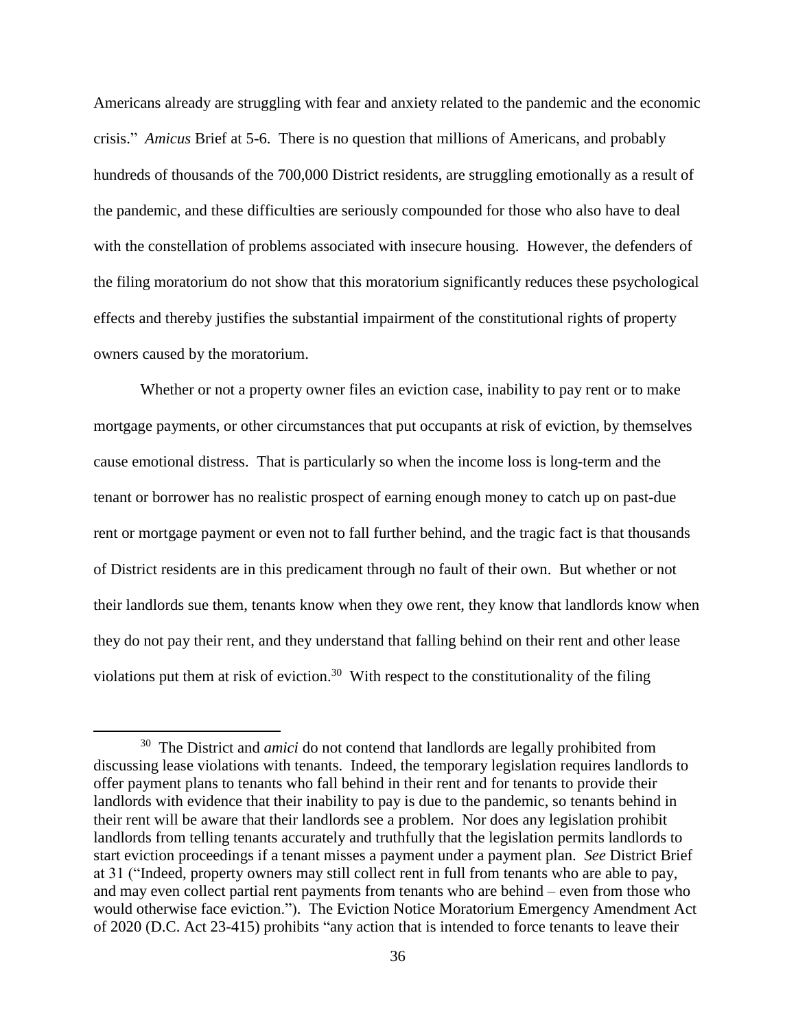Americans already are struggling with fear and anxiety related to the pandemic and the economic crisis." *Amicus* Brief at 5-6. There is no question that millions of Americans, and probably hundreds of thousands of the 700,000 District residents, are struggling emotionally as a result of the pandemic, and these difficulties are seriously compounded for those who also have to deal with the constellation of problems associated with insecure housing. However, the defenders of the filing moratorium do not show that this moratorium significantly reduces these psychological effects and thereby justifies the substantial impairment of the constitutional rights of property owners caused by the moratorium.

Whether or not a property owner files an eviction case, inability to pay rent or to make mortgage payments, or other circumstances that put occupants at risk of eviction, by themselves cause emotional distress. That is particularly so when the income loss is long-term and the tenant or borrower has no realistic prospect of earning enough money to catch up on past-due rent or mortgage payment or even not to fall further behind, and the tragic fact is that thousands of District residents are in this predicament through no fault of their own. But whether or not their landlords sue them, tenants know when they owe rent, they know that landlords know when they do not pay their rent, and they understand that falling behind on their rent and other lease violations put them at risk of eviction.[30] With respect to the constitutionality of the filing

[30] The District and *amici* do not contend that landlords are legally prohibited from discussing lease violations with tenants. Indeed, the temporary legislation requires landlords to offer payment plans to tenants who fall behind in their rent and for tenants to provide their landlords with evidence that their inability to pay is due to the pandemic, so tenants behind in their rent will be aware that their landlords see a problem. Nor does any legislation prohibit landlords from telling tenants accurately and truthfully that the legislation permits landlords to start eviction proceedings if a tenant misses a payment under a payment plan. *See* District Brief at 31 ("Indeed, property owners may still collect rent in full from tenants who are able to pay, and may even collect partial rent payments from tenants who are behind – even from those who would otherwise face eviction."). The Eviction Notice Moratorium Emergency Amendment Act of 2020 (D.C. Act 23-415) prohibits "any action that is intended to force tenants to leave their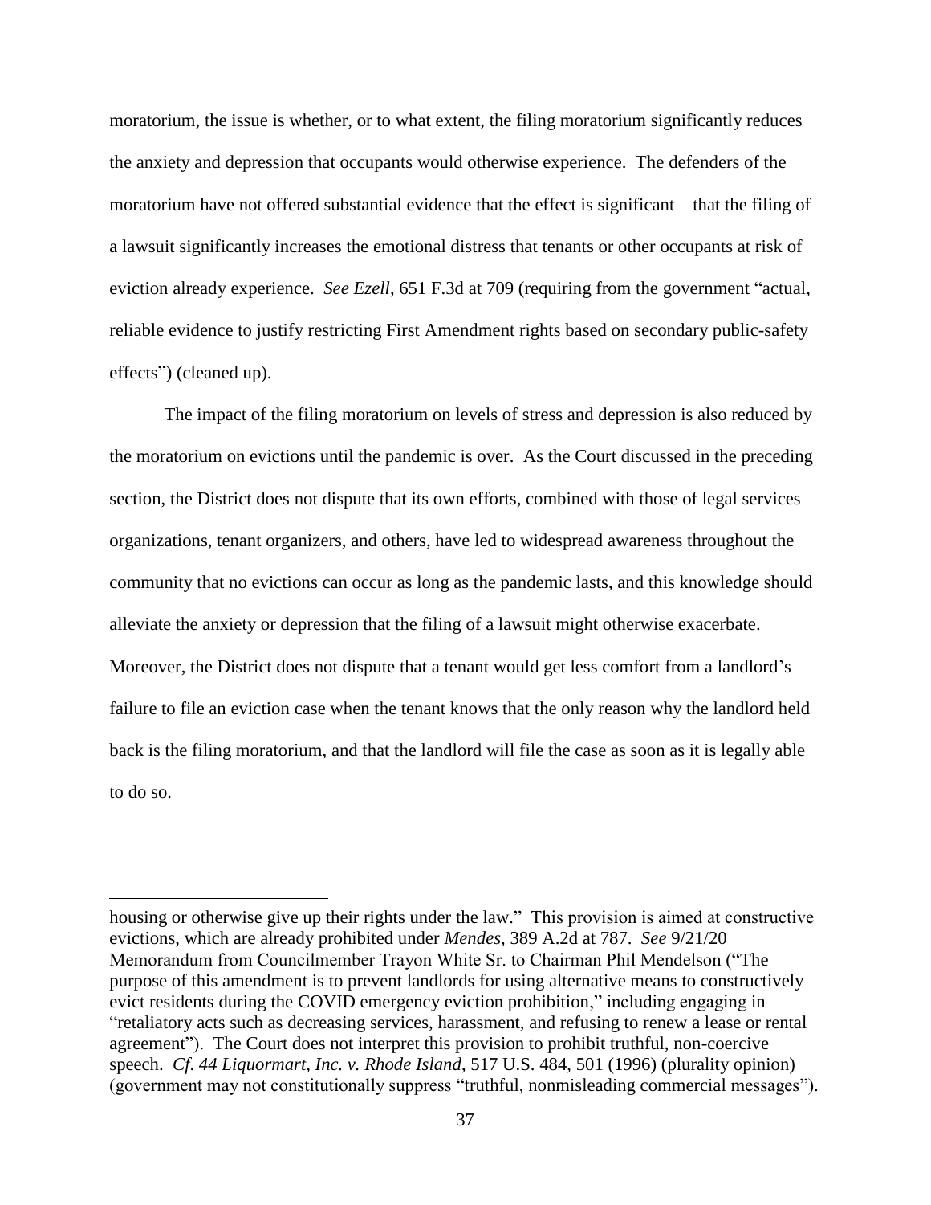moratorium, the issue is whether, or to what extent, the filing moratorium significantly reduces the anxiety and depression that occupants would otherwise experience. The defenders of the moratorium have not offered substantial evidence that the effect is significant – that the filing of a lawsuit significantly increases the emotional distress that tenants or other occupants at risk of eviction already experience. *See Ezell*, 651 F.3d at 709 (requiring from the government "actual, reliable evidence to justify restricting First Amendment rights based on secondary public-safety effects") (cleaned up).

The impact of the filing moratorium on levels of stress and depression is also reduced by the moratorium on evictions until the pandemic is over. As the Court discussed in the preceding section, the District does not dispute that its own efforts, combined with those of legal services organizations, tenant organizers, and others, have led to widespread awareness throughout the community that no evictions can occur as long as the pandemic lasts, and this knowledge should alleviate the anxiety or depression that the filing of a lawsuit might otherwise exacerbate. Moreover, the District does not dispute that a tenant would get less comfort from a landlord's failure to file an eviction case when the tenant knows that the only reason why the landlord held back is the filing moratorium, and that the landlord will file the case as soon as it is legally able to do so.

---

housing or otherwise give up their rights under the law." This provision is aimed at constructive evictions, which are already prohibited under *Mendes*, 389 A.2d at 787. *See* 9/21/20 Memorandum from Councilmember Trayon White Sr. to Chairman Phil Mendelson ("The purpose of this amendment is to prevent landlords for using alternative means to constructively evict residents during the COVID emergency eviction prohibition," including engaging in "retaliatory acts such as decreasing services, harassment, and refusing to renew a lease or rental agreement"). The Court does not interpret this provision to prohibit truthful, non-coercive speech. *Cf. 44 Liquormart, Inc. v. Rhode Island*, 517 U.S. 484, 501 (1996) (plurality opinion) (government may not constitutionally suppress "truthful, nonmisleading commercial messages").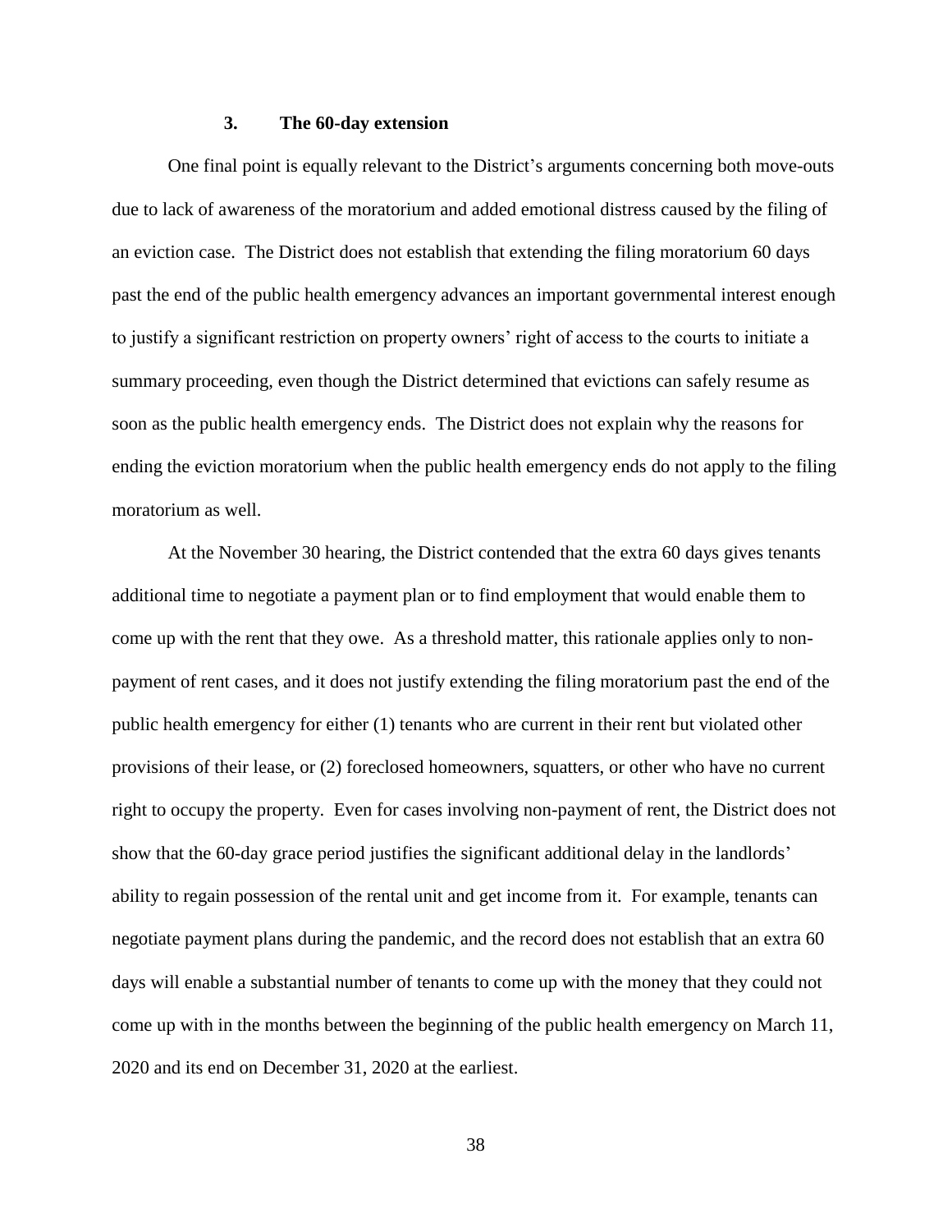### 3. The 60-day extension

One final point is equally relevant to the District's arguments concerning both move-outs due to lack of awareness of the moratorium and added emotional distress caused by the filing of an eviction case. The District does not establish that extending the filing moratorium 60 days past the end of the public health emergency advances an important governmental interest enough to justify a significant restriction on property owners' right of access to the courts to initiate a summary proceeding, even though the District determined that evictions can safely resume as soon as the public health emergency ends. The District does not explain why the reasons for ending the eviction moratorium when the public health emergency ends do not apply to the filing moratorium as well.

At the November 30 hearing, the District contended that the extra 60 days gives tenants additional time to negotiate a payment plan or to find employment that would enable them to come up with the rent that they owe. As a threshold matter, this rationale applies only to non-payment of rent cases, and it does not justify extending the filing moratorium past the end of the public health emergency for either (1) tenants who are current in their rent but violated other provisions of their lease, or (2) foreclosed homeowners, squatters, or other who have no current right to occupy the property. Even for cases involving non-payment of rent, the District does not show that the 60-day grace period justifies the significant additional delay in the landlords' ability to regain possession of the rental unit and get income from it. For example, tenants can negotiate payment plans during the pandemic, and the record does not establish that an extra 60 days will enable a substantial number of tenants to come up with the money that they could not come up with in the months between the beginning of the public health emergency on March 11, 2020 and its end on December 31, 2020 at the earliest.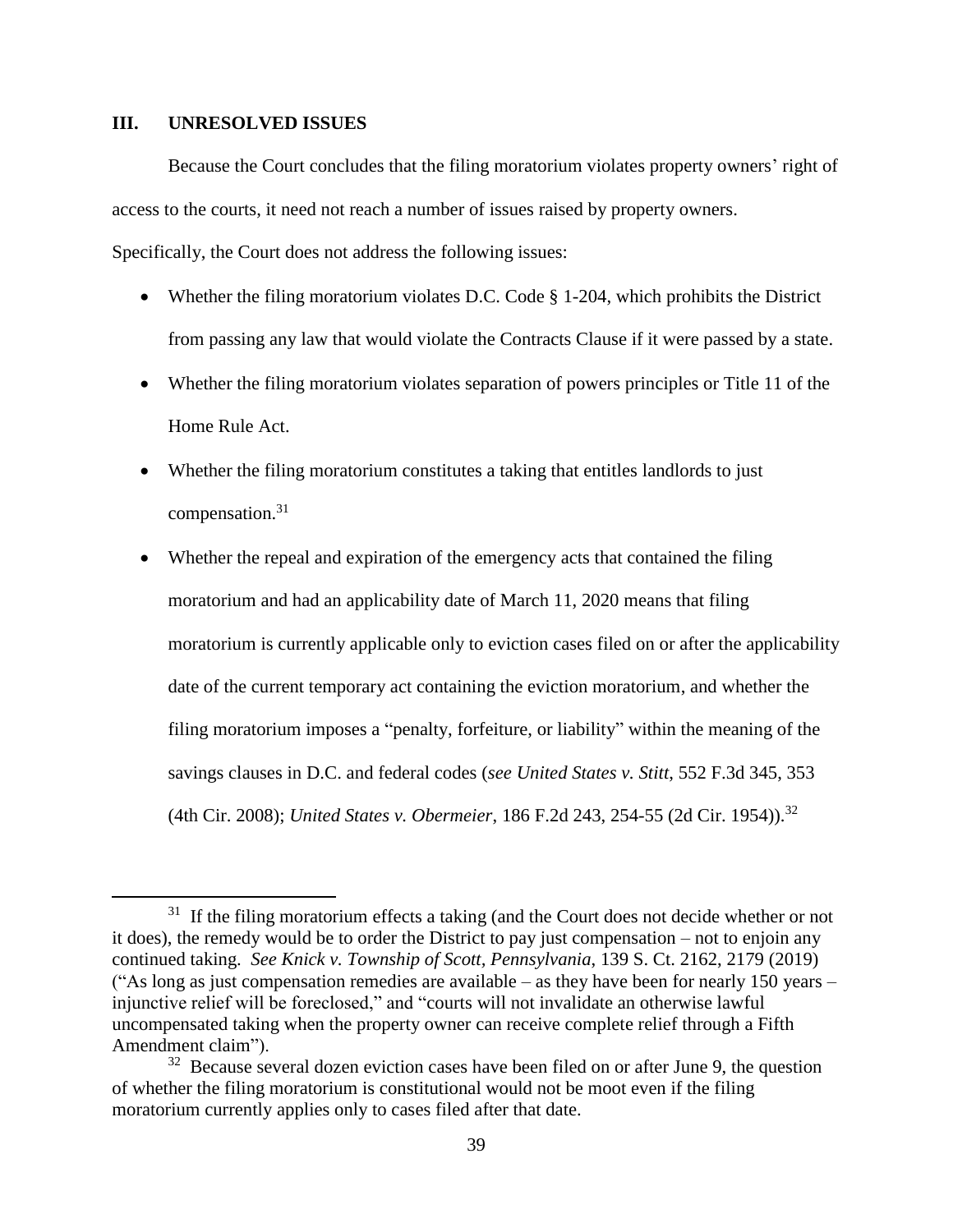## III. UNRESOLVED ISSUES

Because the Court concludes that the filing moratorium violates property owners' right of access to the courts, it need not reach a number of issues raised by property owners. Specifically, the Court does not address the following issues:

- Whether the filing moratorium violates D.C. Code § 1-204, which prohibits the District from passing any law that would violate the Contracts Clause if it were passed by a state.
- Whether the filing moratorium violates separation of powers principles or Title 11 of the Home Rule Act.
- Whether the filing moratorium constitutes a taking that entitles landlords to just compensation.[31]
- Whether the repeal and expiration of the emergency acts that contained the filing moratorium and had an applicability date of March 11, 2020 means that filing moratorium is currently applicable only to eviction cases filed on or after the applicability date of the current temporary act containing the eviction moratorium, and whether the filing moratorium imposes a "penalty, forfeiture, or liability" within the meaning of the savings clauses in D.C. and federal codes (*see United States v. Stitt*, 552 F.3d 345, 353 (4th Cir. 2008); *United States v. Obermeier*, 186 F.2d 243, 254-55 (2d Cir. 1954)).[32]

---

[31] If the filing moratorium effects a taking (and the Court does not decide whether or not it does), the remedy would be to order the District to pay just compensation – not to enjoin any continued taking. *See Knick v. Township of Scott, Pennsylvania*, 139 S. Ct. 2162, 2179 (2019) ("As long as just compensation remedies are available – as they have been for nearly 150 years – injunctive relief will be foreclosed," and "courts will not invalidate an otherwise lawful uncompensated taking when the property owner can receive complete relief through a Fifth Amendment claim").

[32] Because several dozen eviction cases have been filed on or after June 9, the question of whether the filing moratorium is constitutional would not be moot even if the filing moratorium currently applies only to cases filed after that date.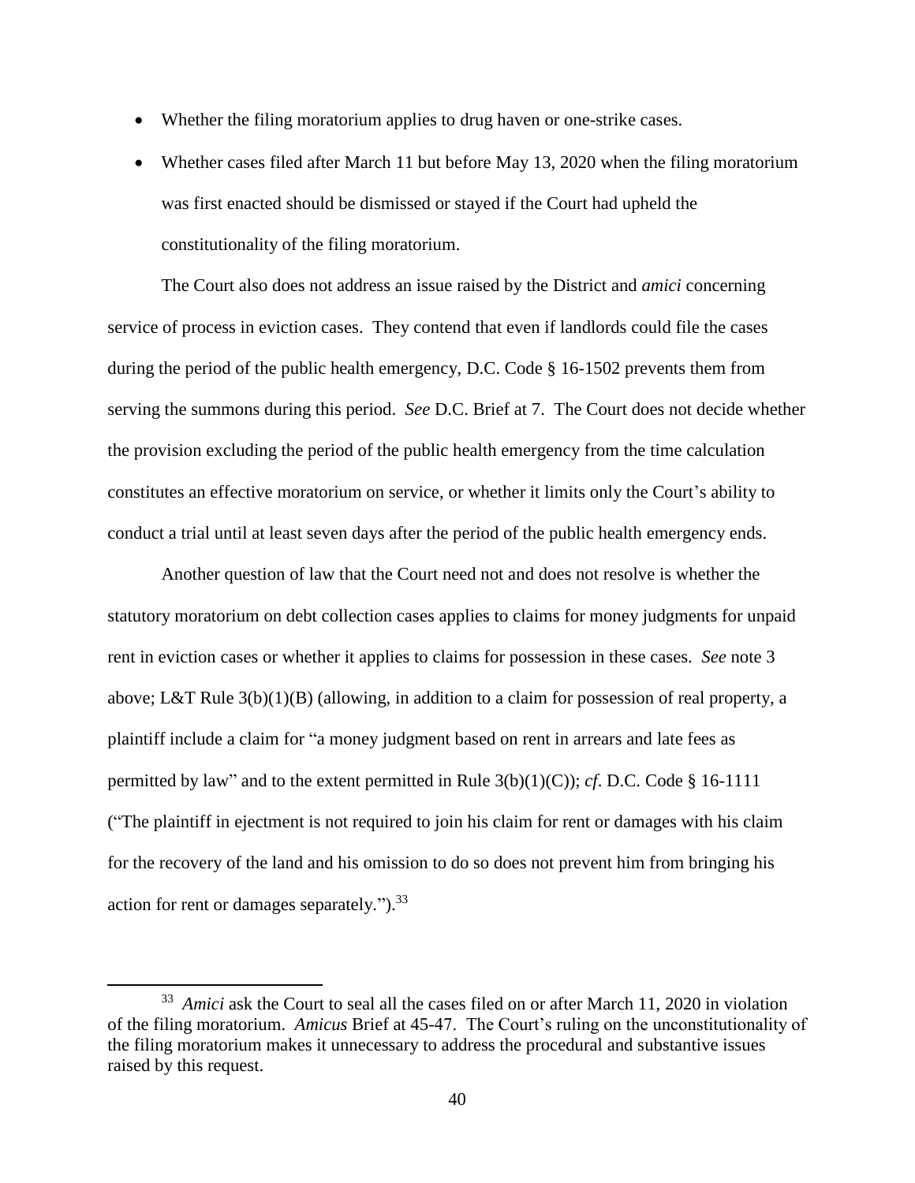- Whether the filing moratorium applies to drug haven or one-strike cases.
- Whether cases filed after March 11 but before May 13, 2020 when the filing moratorium was first enacted should be dismissed or stayed if the Court had upheld the constitutionality of the filing moratorium.

The Court also does not address an issue raised by the District and *amici* concerning service of process in eviction cases. They contend that even if landlords could file the cases during the period of the public health emergency, D.C. Code § 16-1502 prevents them from serving the summons during this period. *See* D.C. Brief at 7. The Court does not decide whether the provision excluding the period of the public health emergency from the time calculation constitutes an effective moratorium on service, or whether it limits only the Court's ability to conduct a trial until at least seven days after the period of the public health emergency ends.

Another question of law that the Court need not and does not resolve is whether the statutory moratorium on debt collection cases applies to claims for money judgments for unpaid rent in eviction cases or whether it applies to claims for possession in these cases. *See* note 3 above; L&T Rule 3(b)(1)(B) (allowing, in addition to a claim for possession of real property, a plaintiff include a claim for "a money judgment based on rent in arrears and late fees as permitted by law" and to the extent permitted in Rule 3(b)(1)(C)); *cf*. D.C. Code § 16-1111 ("The plaintiff in ejectment is not required to join his claim for rent or damages with his claim for the recovery of the land and his omission to do so does not prevent him from bringing his action for rent or damages separately.").[33]

---

[33] *Amici* ask the Court to seal all the cases filed on or after March 11, 2020 in violation of the filing moratorium. *Amicus* Brief at 45-47. The Court's ruling on the unconstitutionality of the filing moratorium makes it unnecessary to address the procedural and substantive issues raised by this request.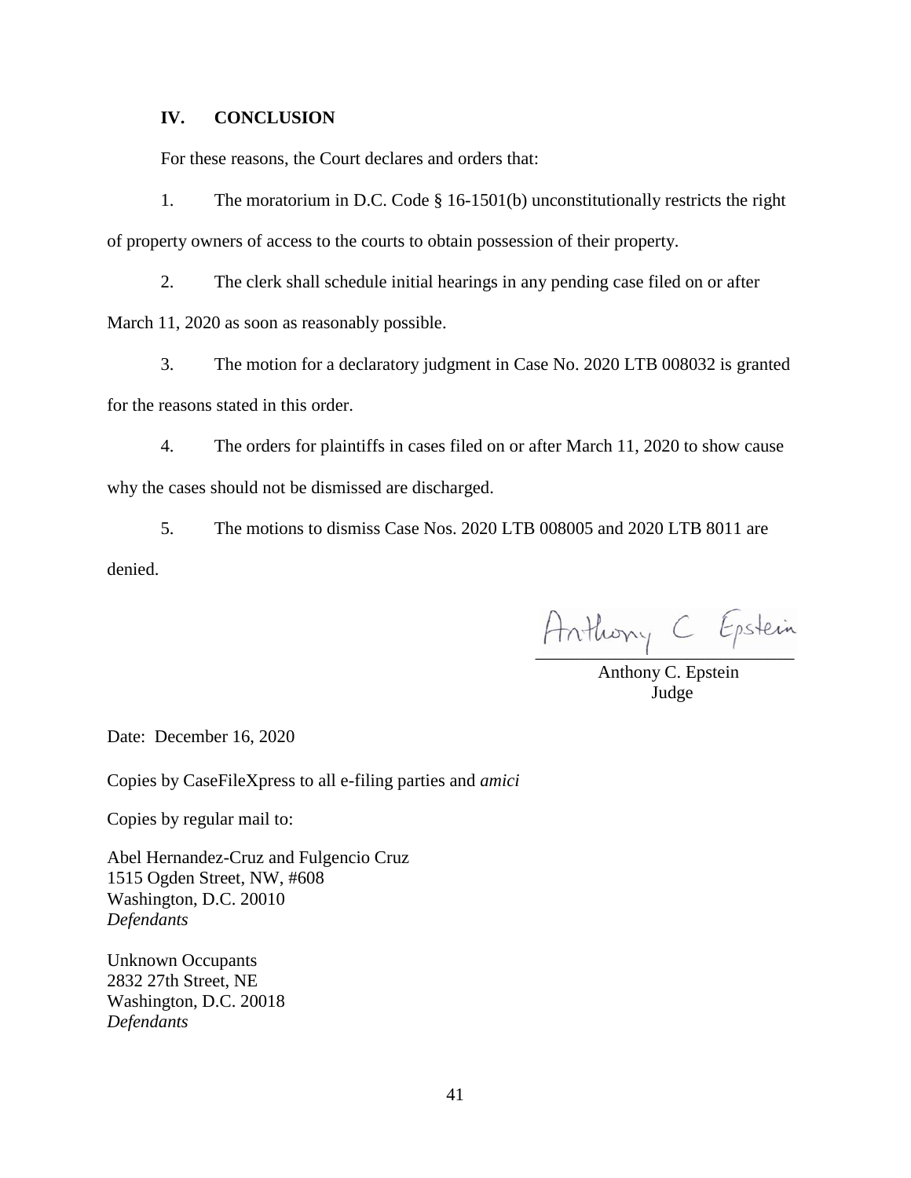## IV. CONCLUSION

For these reasons, the Court declares and orders that:

1. The moratorium in D.C. Code § 16-1501(b) unconstitutionally restricts the right of property owners of access to the courts to obtain possession of their property.

2. The clerk shall schedule initial hearings in any pending case filed on or after March 11, 2020 as soon as reasonably possible.

3. The motion for a declaratory judgment in Case No. 2020 LTB 008032 is granted for the reasons stated in this order.

4. The orders for plaintiffs in cases filed on or after March 11, 2020 to show cause why the cases should not be dismissed are discharged.

5. The motions to dismiss Case Nos. 2020 LTB 008005 and 2020 LTB 8011 are denied.

Anthony C Epstein

Anthony C. Epstein
Judge

Date: December 16, 2020

Copies by CaseFileXpress to all e-filing parties and *amici*

Copies by regular mail to:

Abel Hernandez-Cruz and Fulgencio Cruz
1515 Ogden Street, NW, #608
Washington, D.C. 20010
*Defendants*

Unknown Occupants
2832 27th Street, NE
Washington, D.C. 20018
*Defendants*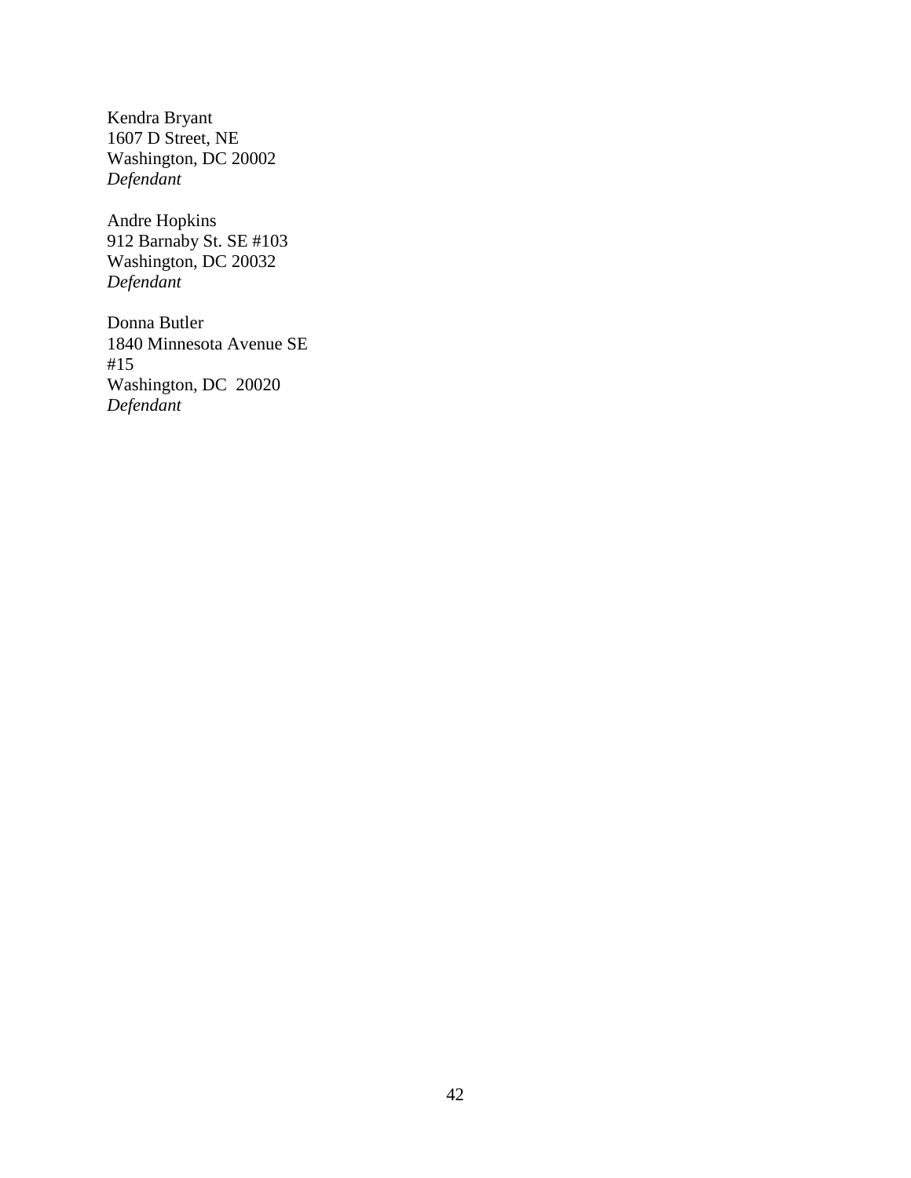Kendra Bryant
1607 D Street, NE
Washington, DC 20002
*Defendant*

Andre Hopkins
912 Barnaby St. SE #103
Washington, DC 20032
*Defendant*

Donna Butler
1840 Minnesota Avenue SE
#15
Washington, DC 20020
*Defendant*